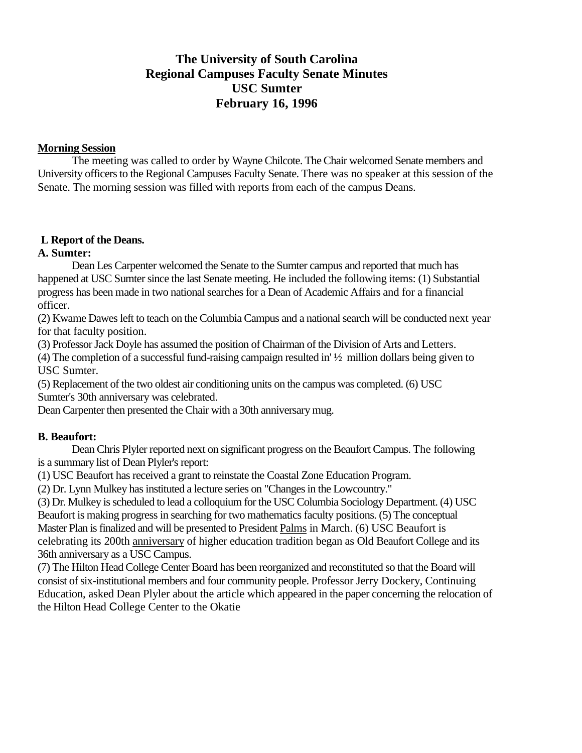# The University of South Carolina
# Regional Campuses Faculty Senate Minutes
# USC Sumter
# February 16, 1996

**Morning Session**

The meeting was called to order by Wayne Chilcote. The Chair welcomed Senate members and University officers to the Regional Campuses Faculty Senate. There was no speaker at this session of the Senate. The morning session was filled with reports from each of the campus Deans.

**L Report of the Deans.**

**A. Sumter:**

Dean Les Carpenter welcomed the Senate to the Sumter campus and reported that much has happened at USC Sumter since the last Senate meeting. He included the following items: (1) Substantial progress has been made in two national searches for a Dean of Academic Affairs and for a financial officer.

(2) Kwame Dawes left to teach on the Columbia Campus and a national search will be conducted next year for that faculty position.

(3) Professor Jack Doyle has assumed the position of Chairman of the Division of Arts and Letters.

(4) The completion of a successful fund-raising campaign resulted in' ½ million dollars being given to USC Sumter.

(5) Replacement of the two oldest air conditioning units on the campus was completed. (6) USC Sumter's 30th anniversary was celebrated.

Dean Carpenter then presented the Chair with a 30th anniversary mug.

**B. Beaufort:**

Dean Chris Plyler reported next on significant progress on the Beaufort Campus. The following is a summary list of Dean Plyler's report:

(1) USC Beaufort has received a grant to reinstate the Coastal Zone Education Program.

(2) Dr. Lynn Mulkey has instituted a lecture series on "Changes in the Lowcountry."

(3) Dr. Mulkey is scheduled to lead a colloquium for the USC Columbia Sociology Department. (4) USC Beaufort is making progress in searching for two mathematics faculty positions. (5) The conceptual Master Plan is finalized and will be presented to President Palms in March. (6) USC Beaufort is celebrating its 200th anniversary of higher education tradition began as Old Beaufort College and its 36th anniversary as a USC Campus.

(7) The Hilton Head College Center Board has been reorganized and reconstituted so that the Board will consist of six-institutional members and four community people. Professor Jerry Dockery, Continuing Education, asked Dean Plyler about the article which appeared in the paper concerning the relocation of the Hilton Head College Center to the Okatie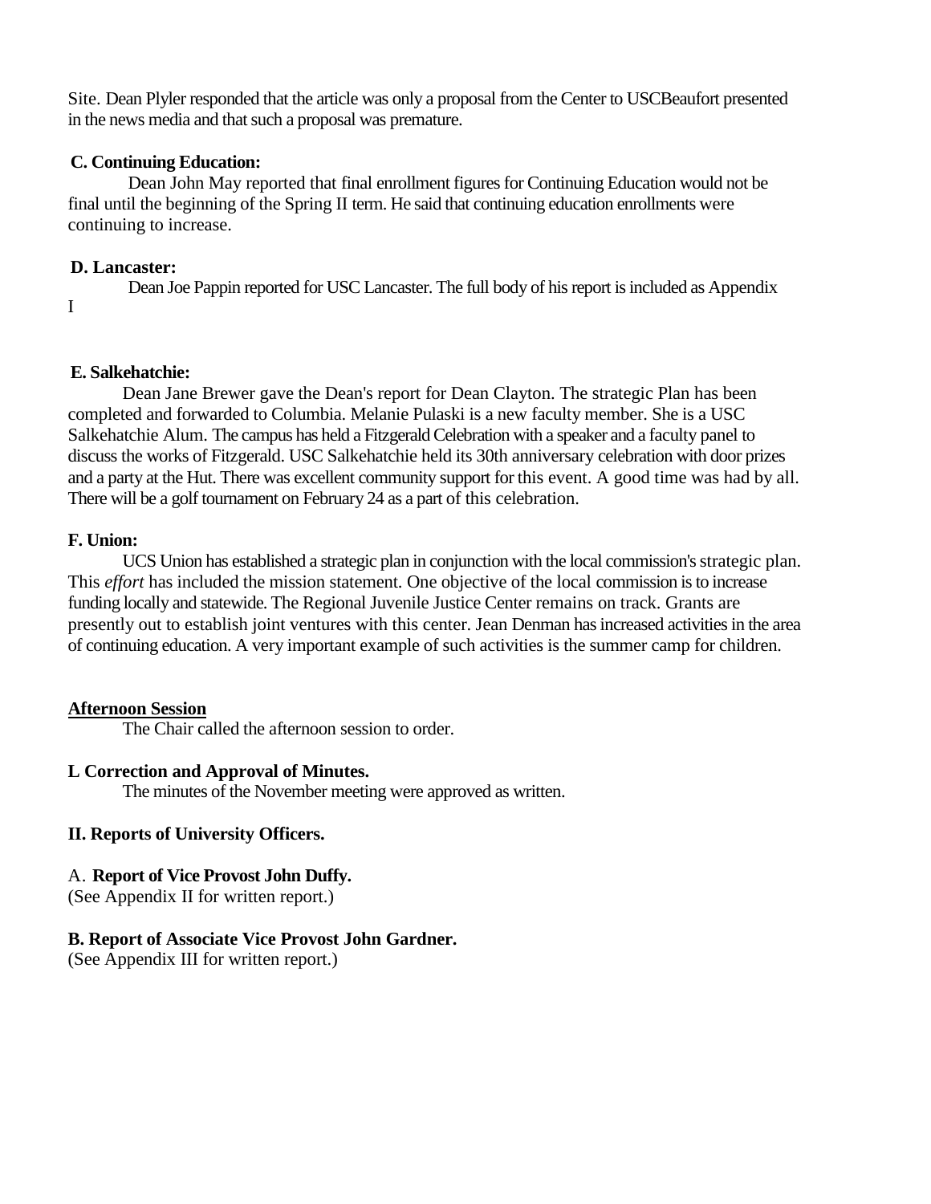Site. Dean Plyler responded that the article was only a proposal from the Center to USCBeaufort presented in the news media and that such a proposal was premature.

**C. Continuing Education:**

Dean John May reported that final enrollment figures for Continuing Education would not be final until the beginning of the Spring II term. He said that continuing education enrollments were continuing to increase.

**D. Lancaster:**

Dean Joe Pappin reported for USC Lancaster. The full body of his report is included as Appendix I

**E. Salkehatchie:**

Dean Jane Brewer gave the Dean's report for Dean Clayton. The strategic Plan has been completed and forwarded to Columbia. Melanie Pulaski is a new faculty member. She is a USC Salkehatchie Alum. The campus has held a Fitzgerald Celebration with a speaker and a faculty panel to discuss the works of Fitzgerald. USC Salkehatchie held its 30th anniversary celebration with door prizes and a party at the Hut. There was excellent community support for this event. A good time was had by all. There will be a golf tournament on February 24 as a part of this celebration.

**F. Union:**

UCS Union has established a strategic plan in conjunction with the local commission's strategic plan. This *effort* has included the mission statement. One objective of the local commission is to increase funding locally and statewide. The Regional Juvenile Justice Center remains on track. Grants are presently out to establish joint ventures with this center. Jean Denman has increased activities in the area of continuing education. A very important example of such activities is the summer camp for children.

**<u>Afternoon Session</u>**

The Chair called the afternoon session to order.

**L Correction and Approval of Minutes.**

The minutes of the November meeting were approved as written.

**II. Reports of University Officers.**

A. **Report of Vice Provost John Duffy.**
(See Appendix II for written report.)

**B. Report of Associate Vice Provost John Gardner.**
(See Appendix III for written report.)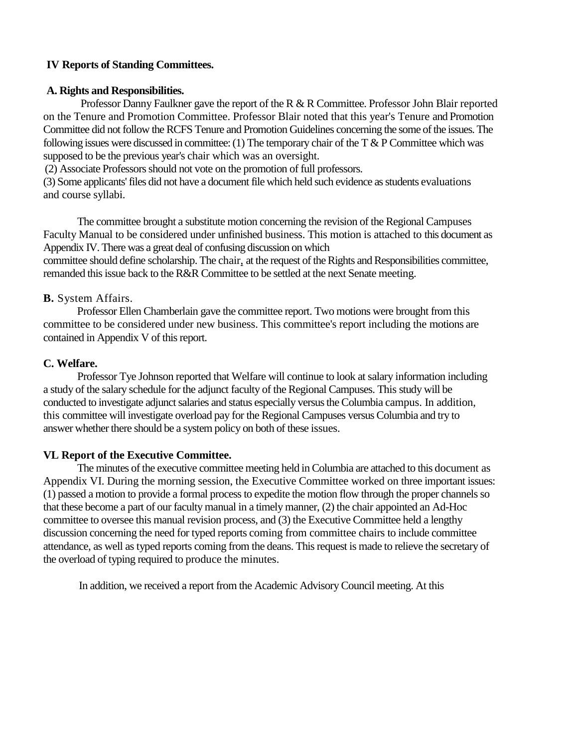**IV Reports of Standing Committees.**

**A. Rights and Responsibilities.**

Professor Danny Faulkner gave the report of the R & R Committee. Professor John Blair reported on the Tenure and Promotion Committee. Professor Blair noted that this year's Tenure and Promotion Committee did not follow the RCFS Tenure and Promotion Guidelines concerning the some of the issues. The following issues were discussed in committee: (1) The temporary chair of the T & P Committee which was supposed to be the previous year's chair which was an oversight.

(2) Associate Professors should not vote on the promotion of full professors.

(3) Some applicants' files did not have a document file which held such evidence as students evaluations and course syllabi.

The committee brought a substitute motion concerning the revision of the Regional Campuses Faculty Manual to be considered under unfinished business. This motion is attached to this document as Appendix IV. There was a great deal of confusing discussion on which committee should define scholarship. The chair, at the request of the Rights and Responsibilities committee, remanded this issue back to the R&R Committee to be settled at the next Senate meeting.

**B.** System Affairs.

Professor Ellen Chamberlain gave the committee report. Two motions were brought from this committee to be considered under new business. This committee's report including the motions are contained in Appendix V of this report.

**C. Welfare.**

Professor Tye Johnson reported that Welfare will continue to look at salary information including a study of the salary schedule for the adjunct faculty of the Regional Campuses. This study will be conducted to investigate adjunct salaries and status especially versus the Columbia campus. In addition, this committee will investigate overload pay for the Regional Campuses versus Columbia and try to answer whether there should be a system policy on both of these issues.

**VL Report of the Executive Committee.**

The minutes of the executive committee meeting held in Columbia are attached to this document as Appendix VI. During the morning session, the Executive Committee worked on three important issues: (1) passed a motion to provide a formal process to expedite the motion flow through the proper channels so that these become a part of our faculty manual in a timely manner, (2) the chair appointed an Ad-Hoc committee to oversee this manual revision process, and (3) the Executive Committee held a lengthy discussion concerning the need for typed reports coming from committee chairs to include committee attendance, as well as typed reports coming from the deans. This request is made to relieve the secretary of the overload of typing required to produce the minutes.

In addition, we received a report from the Academic Advisory Council meeting. At this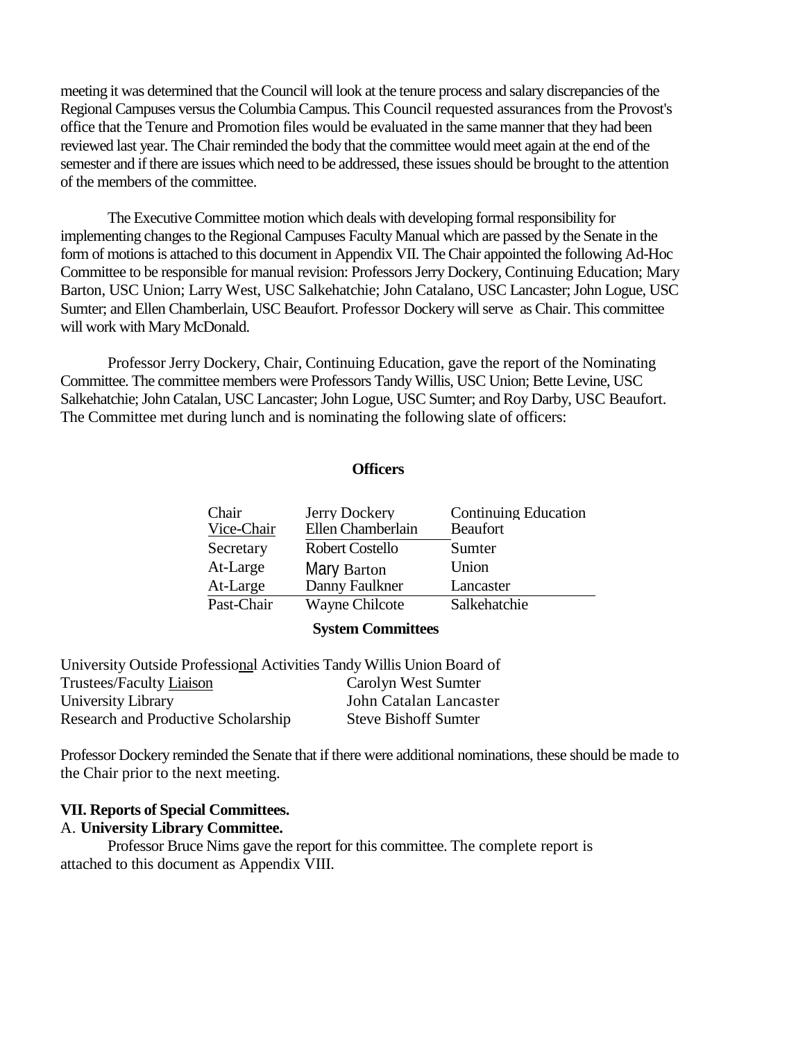meeting it was determined that the Council will look at the tenure process and salary discrepancies of the Regional Campuses versus the Columbia Campus. This Council requested assurances from the Provost's office that the Tenure and Promotion files would be evaluated in the same manner that they had been reviewed last year. The Chair reminded the body that the committee would meet again at the end of the semester and if there are issues which need to be addressed, these issues should be brought to the attention of the members of the committee.

The Executive Committee motion which deals with developing formal responsibility for implementing changes to the Regional Campuses Faculty Manual which are passed by the Senate in the form of motions is attached to this document in Appendix VII. The Chair appointed the following Ad-Hoc Committee to be responsible for manual revision: Professors Jerry Dockery, Continuing Education; Mary Barton, USC Union; Larry West, USC Salkehatchie; John Catalano, USC Lancaster; John Logue, USC Sumter; and Ellen Chamberlain, USC Beaufort. Professor Dockery will serve as Chair. This committee will work with Mary McDonald.

Professor Jerry Dockery, Chair, Continuing Education, gave the report of the Nominating Committee. The committee members were Professors Tandy Willis, USC Union; Bette Levine, USC Salkehatchie; John Catalan, USC Lancaster; John Logue, USC Sumter; and Roy Darby, USC Beaufort. The Committee met during lunch and is nominating the following slate of officers:

**Officers**

| | | |
|---|---|---|
| Chair | Jerry Dockery | Continuing Education |
| Vice-Chair | Ellen Chamberlain | Beaufort |
| Secretary | Robert Costello | Sumter |
| At-Large | Mary Barton | Union |
| At-Large | Danny Faulkner | Lancaster |
| Past-Chair | Wayne Chilcote | Salkehatchie |

**System Committees**

| | |
|---|---|
| University Outside Professional Activities | Tandy Willis Union |
| Board of Trustees/Faculty Liaison | Carolyn West Sumter |
| University Library | John Catalan Lancaster |
| Research and Productive Scholarship | Steve Bishoff Sumter |

Professor Dockery reminded the Senate that if there were additional nominations, these should be made to the Chair prior to the next meeting.

**VII. Reports of Special Committees.**

A. **University Library Committee.**

Professor Bruce Nims gave the report for this committee. The complete report is attached to this document as Appendix VIII.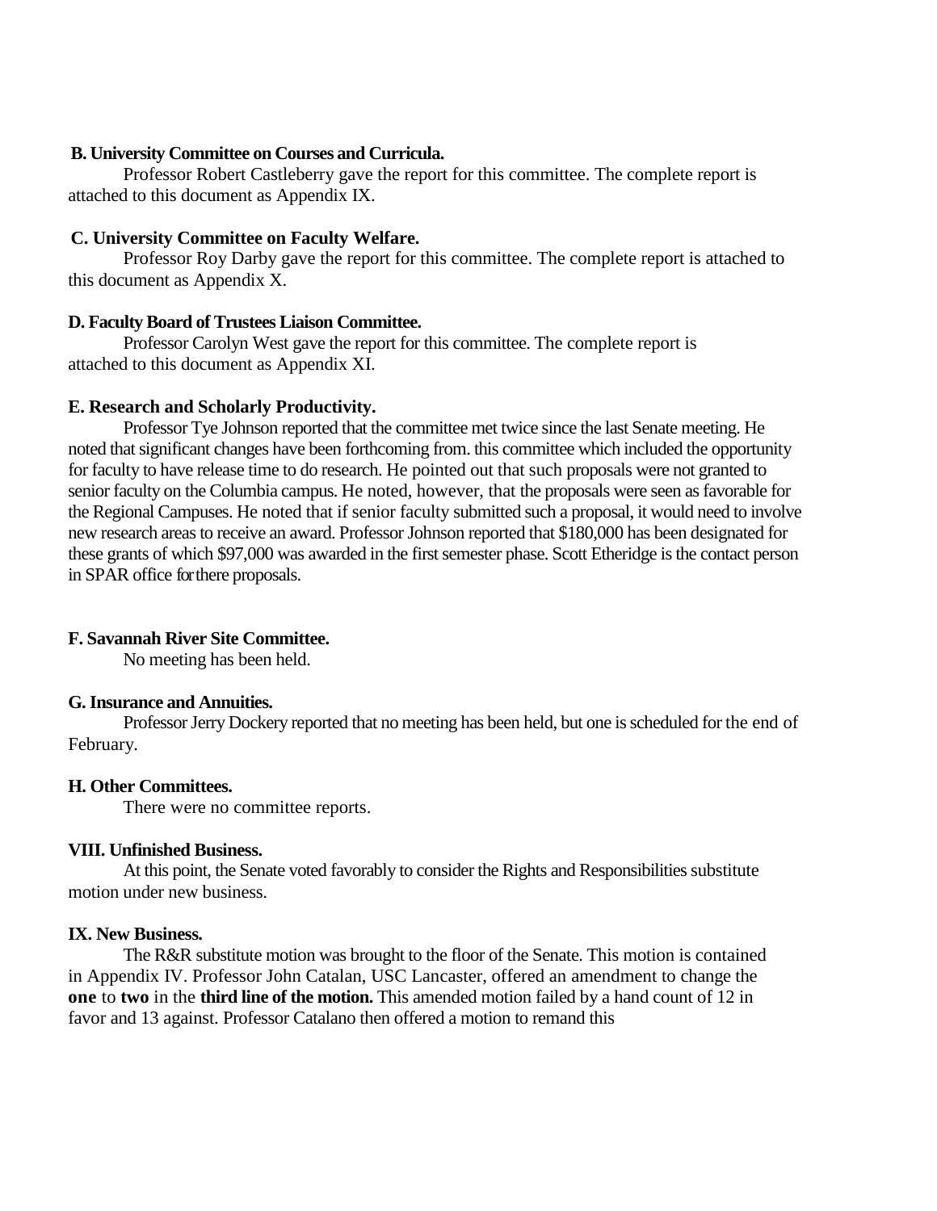**B. University Committee on Courses and Curricula.**

Professor Robert Castleberry gave the report for this committee. The complete report is attached to this document as Appendix IX.

**C. University Committee on Faculty Welfare.**

Professor Roy Darby gave the report for this committee. The complete report is attached to this document as Appendix X.

**D. Faculty Board of Trustees Liaison Committee.**

Professor Carolyn West gave the report for this committee. The complete report is attached to this document as Appendix XI.

**E. Research and Scholarly Productivity.**

Professor Tye Johnson reported that the committee met twice since the last Senate meeting. He noted that significant changes have been forthcoming from. this committee which included the opportunity for faculty to have release time to do research. He pointed out that such proposals were not granted to senior faculty on the Columbia campus. He noted, however, that the proposals were seen as favorable for the Regional Campuses. He noted that if senior faculty submitted such a proposal, it would need to involve new research areas to receive an award. Professor Johnson reported that $180,000 has been designated for these grants of which $97,000 was awarded in the first semester phase. Scott Etheridge is the contact person in SPAR office for there proposals.

**F. Savannah River Site Committee.**

No meeting has been held.

**G. Insurance and Annuities.**

Professor Jerry Dockery reported that no meeting has been held, but one is scheduled for the end of February.

**H. Other Committees.**

There were no committee reports.

**VIII. Unfinished Business.**

At this point, the Senate voted favorably to consider the Rights and Responsibilities substitute motion under new business.

**IX. New Business.**

The R&R substitute motion was brought to the floor of the Senate. This motion is contained in Appendix IV. Professor John Catalan, USC Lancaster, offered an amendment to change the **one** to **two** in the **third line of the motion.** This amended motion failed by a hand count of 12 in favor and 13 against. Professor Catalano then offered a motion to remand this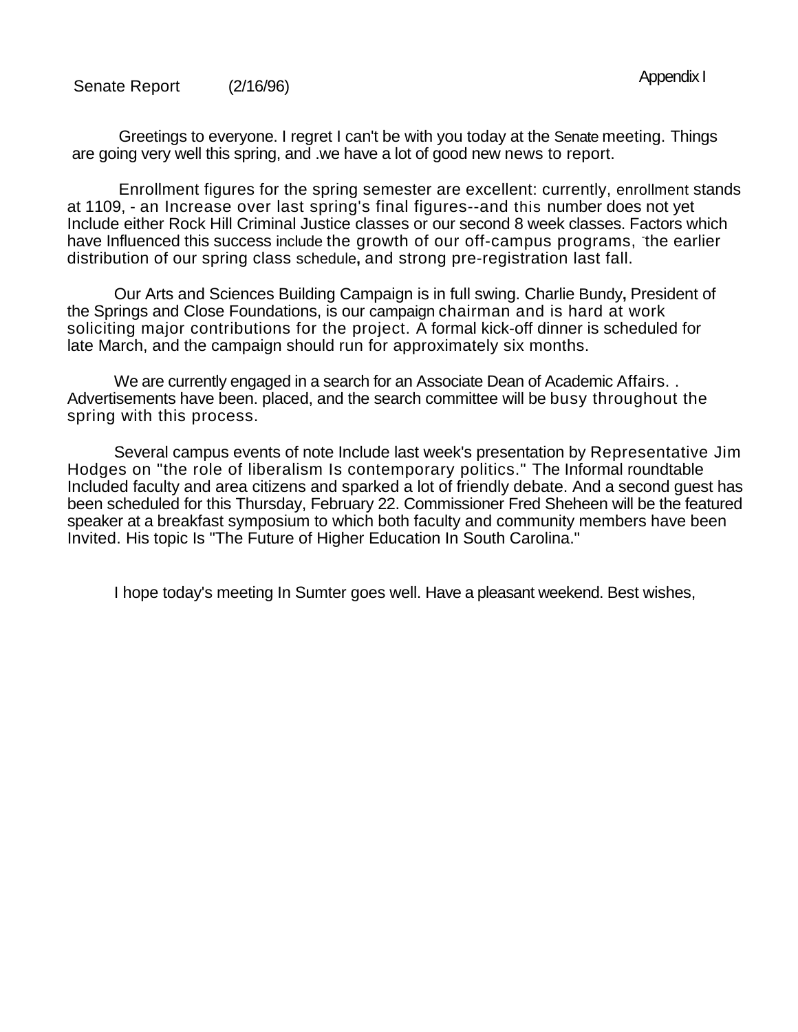Senate Report (2/16/96) Appendix I

Greetings to everyone. I regret I can't be with you today at the Senate meeting. Things are going very well this spring, and .we have a lot of good new news to report.

Enrollment figures for the spring semester are excellent: currently, enrollment stands at 1109, - an Increase over last spring's final figures--and this number does not yet Include either Rock Hill Criminal Justice classes or our second 8 week classes. Factors which have Influenced this success include the growth of our off-campus programs, the earlier distribution of our spring class schedule, and strong pre-registration last fall.

Our Arts and Sciences Building Campaign is in full swing. Charlie Bundy, President of the Springs and Close Foundations, is our campaign chairman and is hard at work soliciting major contributions for the project. A formal kick-off dinner is scheduled for late March, and the campaign should run for approximately six months.

We are currently engaged in a search for an Associate Dean of Academic Affairs. . Advertisements have been. placed, and the search committee will be busy throughout the spring with this process.

Several campus events of note Include last week's presentation by Representative Jim Hodges on "the role of liberalism Is contemporary politics." The Informal roundtable Included faculty and area citizens and sparked a lot of friendly debate. And a second guest has been scheduled for this Thursday, February 22. Commissioner Fred Sheheen will be the featured speaker at a breakfast symposium to which both faculty and community members have been Invited. His topic Is "The Future of Higher Education In South Carolina."

I hope today's meeting In Sumter goes well. Have a pleasant weekend. Best wishes,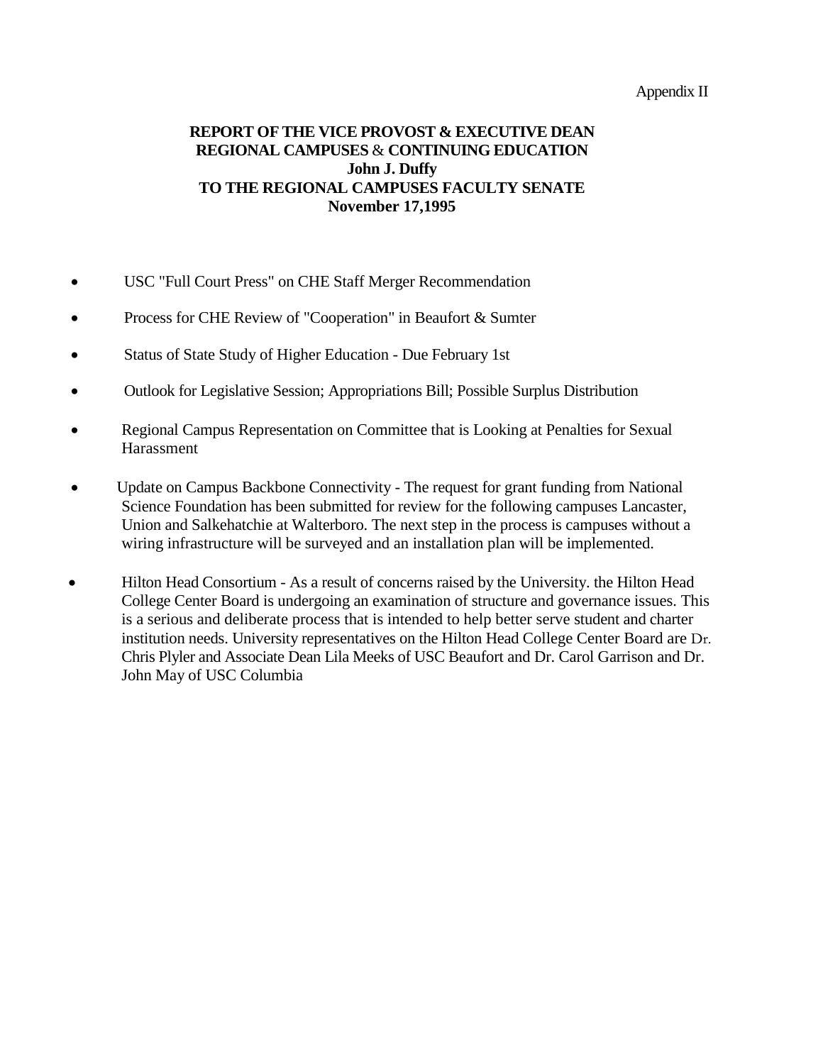Appendix II

**REPORT OF THE VICE PROVOST & EXECUTIVE DEAN**
**REGIONAL CAMPUSES & CONTINUING EDUCATION**
**John J. Duffy**
**TO THE REGIONAL CAMPUSES FACULTY SENATE**
**November 17,1995**

- USC "Full Court Press" on CHE Staff Merger Recommendation
- Process for CHE Review of "Cooperation" in Beaufort & Sumter
- Status of State Study of Higher Education - Due February 1st
- Outlook for Legislative Session; Appropriations Bill; Possible Surplus Distribution
- Regional Campus Representation on Committee that is Looking at Penalties for Sexual Harassment
- Update on Campus Backbone Connectivity - The request for grant funding from National Science Foundation has been submitted for review for the following campuses Lancaster, Union and Salkehatchie at Walterboro. The next step in the process is campuses without a wiring infrastructure will be surveyed and an installation plan will be implemented.
- Hilton Head Consortium - As a result of concerns raised by the University. the Hilton Head College Center Board is undergoing an examination of structure and governance issues. This is a serious and deliberate process that is intended to help better serve student and charter institution needs. University representatives on the Hilton Head College Center Board are Dr. Chris Plyler and Associate Dean Lila Meeks of USC Beaufort and Dr. Carol Garrison and Dr. John May of USC Columbia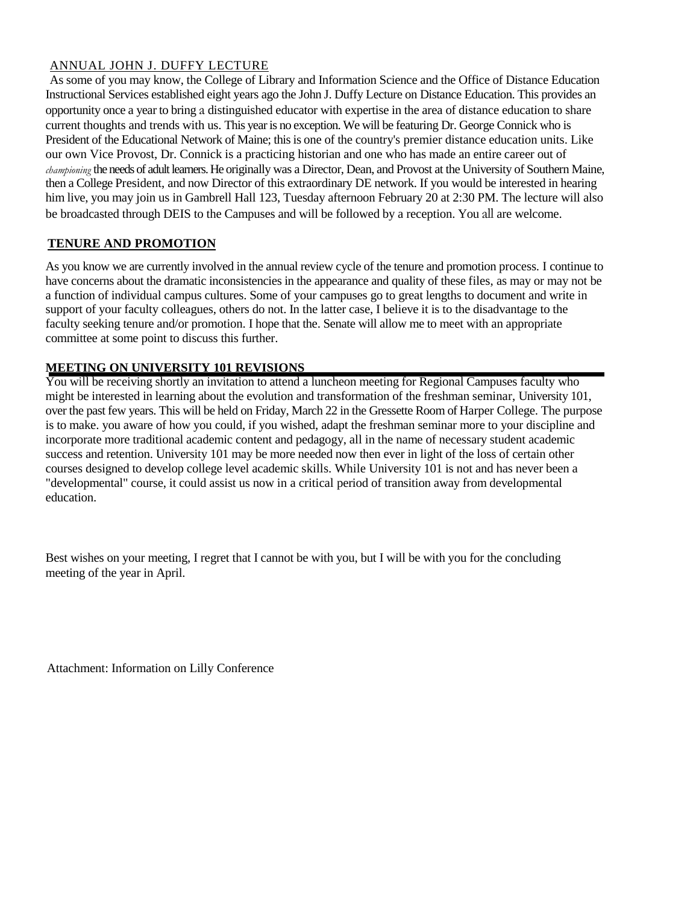ANNUAL JOHN J. DUFFY LECTURE

As some of you may know, the College of Library and Information Science and the Office of Distance Education Instructional Services established eight years ago the John J. Duffy Lecture on Distance Education. This provides an opportunity once a year to bring a distinguished educator with expertise in the area of distance education to share current thoughts and trends with us. This year is no exception. We will be featuring Dr. George Connick who is President of the Educational Network of Maine; this is one of the country's premier distance education units. Like our own Vice Provost, Dr. Connick is a practicing historian and one who has made an entire career out of *championing* the needs of adult learners. He originally was a Director, Dean, and Provost at the University of Southern Maine, then a College President, and now Director of this extraordinary DE network. If you would be interested in hearing him live, you may join us in Gambrell Hall 123, Tuesday afternoon February 20 at 2:30 PM. The lecture will also be broadcasted through DEIS to the Campuses and will be followed by a reception. You all are welcome.

**TENURE AND PROMOTION**

As you know we are currently involved in the annual review cycle of the tenure and promotion process. I continue to have concerns about the dramatic inconsistencies in the appearance and quality of these files, as may or may not be a function of individual campus cultures. Some of your campuses go to great lengths to document and write in support of your faculty colleagues, others do not. In the latter case, I believe it is to the disadvantage to the faculty seeking tenure and/or promotion. I hope that the. Senate will allow me to meet with an appropriate committee at some point to discuss this further.

**MEETING ON UNIVERSITY 101 REVISIONS**

You will be receiving shortly an invitation to attend a luncheon meeting for Regional Campuses faculty who might be interested in learning about the evolution and transformation of the freshman seminar, University 101, over the past few years. This will be held on Friday, March 22 in the Gressette Room of Harper College. The purpose is to make. you aware of how you could, if you wished, adapt the freshman seminar more to your discipline and incorporate more traditional academic content and pedagogy, all in the name of necessary student academic success and retention. University 101 may be more needed now then ever in light of the loss of certain other courses designed to develop college level academic skills. While University 101 is not and has never been a "developmental" course, it could assist us now in a critical period of transition away from developmental education.

Best wishes on your meeting, I regret that I cannot be with you, but I will be with you for the concluding meeting of the year in April.

Attachment: Information on Lilly Conference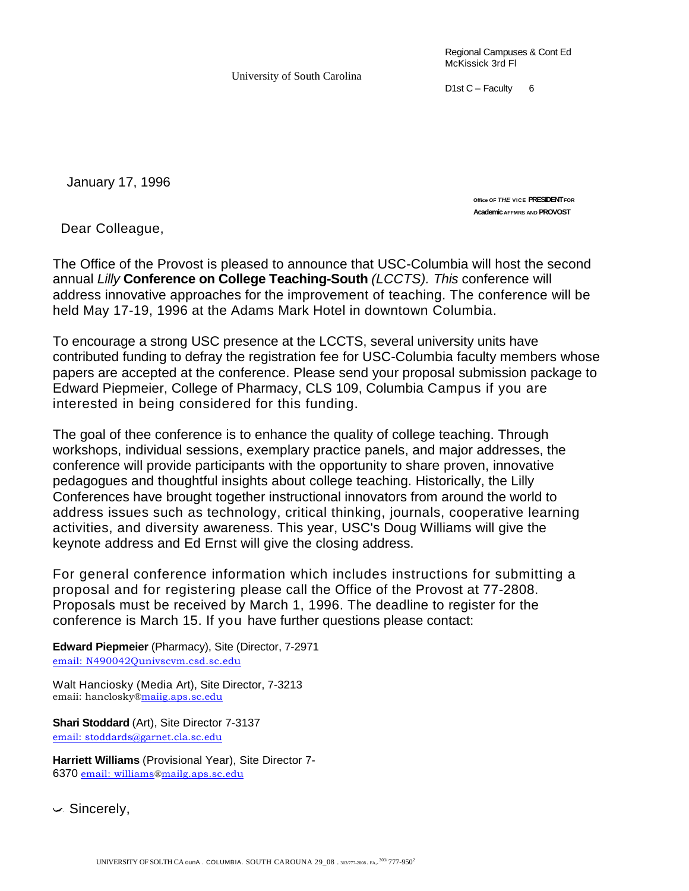University of South Carolina

Regional Campuses & Cont Ed
McKissick 3rd Fl

D1st C – Faculty 6

January 17, 1996

Office OF *THE* VICE **PRESIDENT** FOR
**Academic** AFFMRS AND **PROVOST**

Dear Colleague,

The Office of the Provost is pleased to announce that USC-Columbia will host the second annual *Lilly* **Conference on College Teaching-South** *(LCCTS). This* conference will address innovative approaches for the improvement of teaching. The conference will be held May 17-19, 1996 at the Adams Mark Hotel in downtown Columbia.

To encourage a strong USC presence at the LCCTS, several university units have contributed funding to defray the registration fee for USC-Columbia faculty members whose papers are accepted at the conference. Please send your proposal submission package to Edward Piepmeier, College of Pharmacy, CLS 109, Columbia Campus if you are interested in being considered for this funding.

The goal of thee conference is to enhance the quality of college teaching. Through workshops, individual sessions, exemplary practice panels, and major addresses, the conference will provide participants with the opportunity to share proven, innovative pedagogues and thoughtful insights about college teaching. Historically, the Lilly Conferences have brought together instructional innovators from around the world to address issues such as technology, critical thinking, journals, cooperative learning activities, and diversity awareness. This year, USC's Doug Williams will give the keynote address and Ed Ernst will give the closing address.

For general conference information which includes instructions for submitting a proposal and for registering please call the Office of the Provost at 77-2808. Proposals must be received by March 1, 1996. The deadline to register for the conference is March 15. If you have further questions please contact:

**Edward Piepmeier** (Pharmacy), Site (Director, 7-2971
email: N490042Qunivscvm.csd.sc.edu

Walt Hanciosky (Media Art), Site Director, 7-3213
emaii: hanclosky®maiig.aps.sc.edu

**Shari Stoddard** (Art), Site Director 7-3137
email: stoddards@garnet.cla.sc.edu

**Harriett Williams** (Provisional Year), Site Director 7-6370 email: williams®mailg.aps.sc.edu

Sincerely,

UNIVERSITY OF SOLTH CA ounA . COLUMBIA. SOUTH CAROUNA 29_08 . 303/777-2808 . FA.: 303/ 777-9502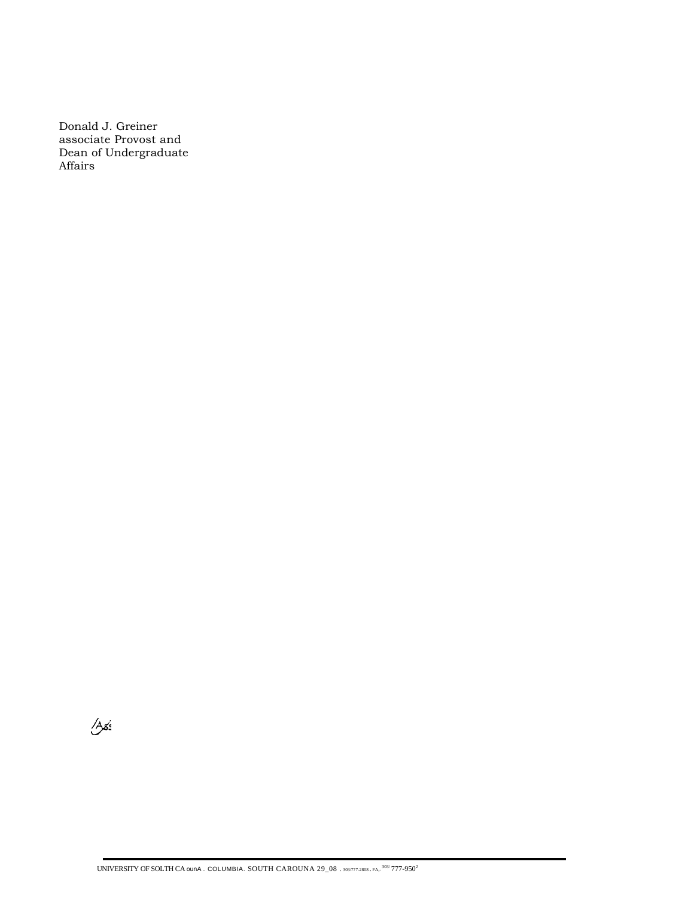Donald J. Greiner
associate Provost and
Dean of Undergraduate
Affairs

/Ass

UNIVERSITY OF SOLTH CA ounA . COLUMBIA. SOUTH CAROUNA 29_08 . 303/777-2808 . FA.:303/ 777-9502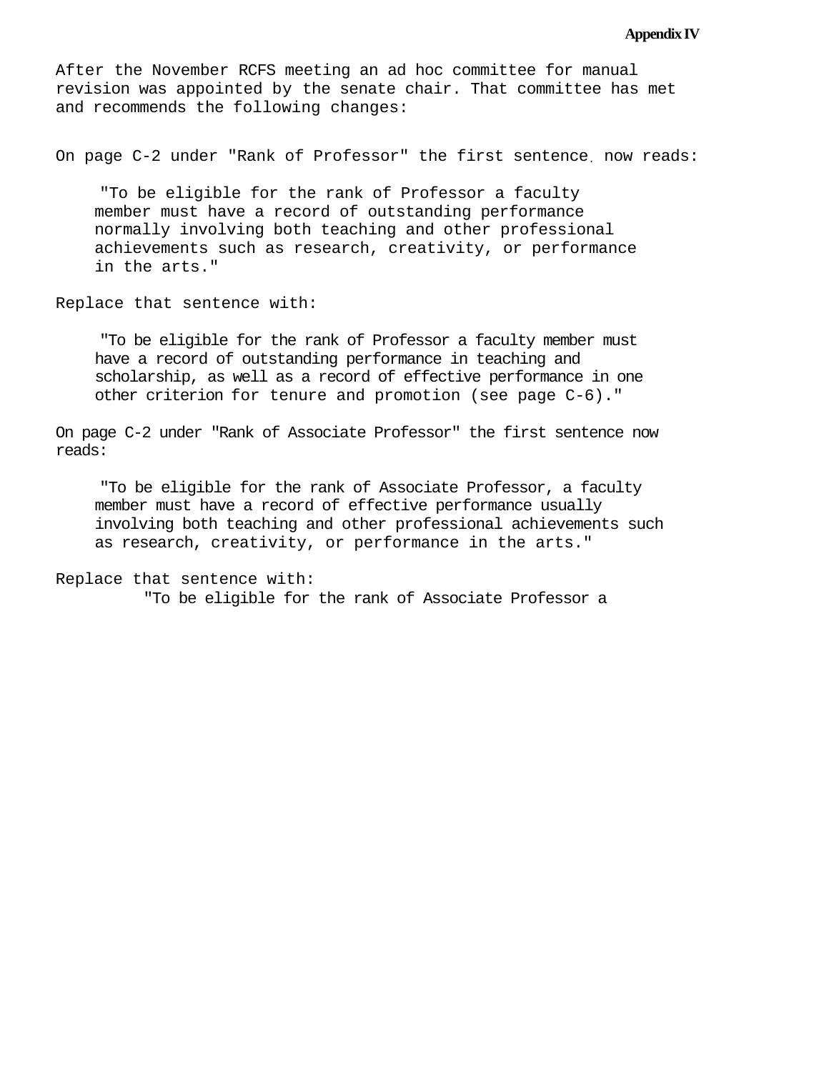**Appendix IV**

After the November RCFS meeting an ad hoc committee for manual revision was appointed by the senate chair. That committee has met and recommends the following changes:

On page C-2 under "Rank of Professor" the first sentence now reads:

> "To be eligible for the rank of Professor a faculty member must have a record of outstanding performance normally involving both teaching and other professional achievements such as research, creativity, or performance in the arts."

Replace that sentence with:

> "To be eligible for the rank of Professor a faculty member must have a record of outstanding performance in teaching and scholarship, as well as a record of effective performance in one other criterion for tenure and promotion (see page C-6)."

On page C-2 under "Rank of Associate Professor" the first sentence now reads:

> "To be eligible for the rank of Associate Professor, a faculty member must have a record of effective performance usually involving both teaching and other professional achievements such as research, creativity, or performance in the arts."

Replace that sentence with:

> "To be eligible for the rank of Associate Professor a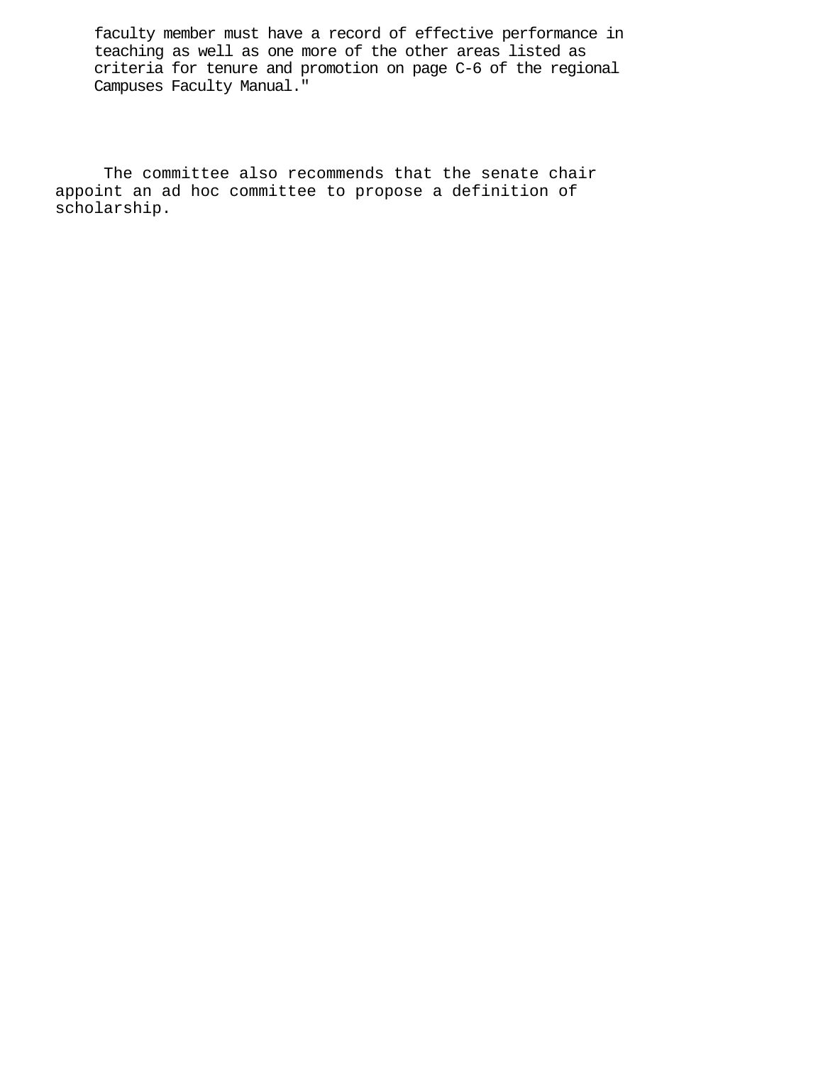> faculty member must have a record of effective performance in teaching as well as one more of the other areas listed as criteria for tenure and promotion on page C-6 of the regional Campuses Faculty Manual."

The committee also recommends that the senate chair appoint an ad hoc committee to propose a definition of scholarship.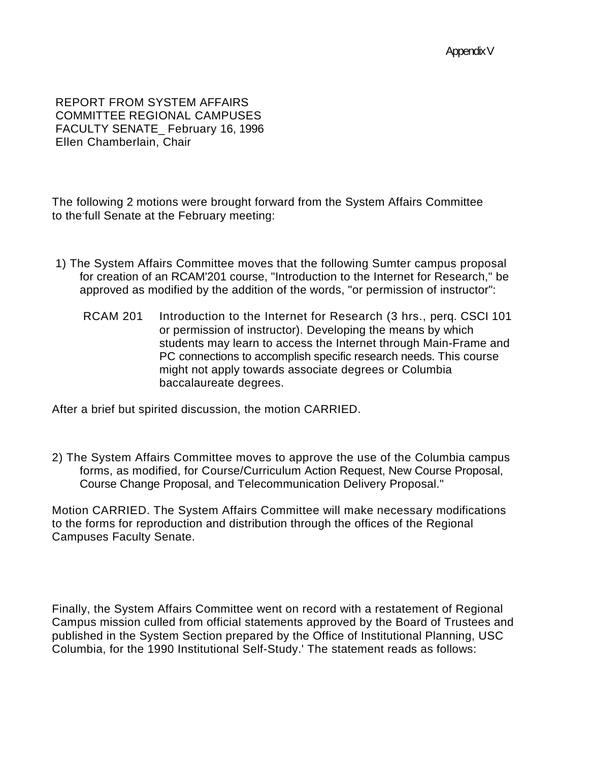Appendix V

REPORT FROM SYSTEM AFFAIRS
COMMITTEE REGIONAL CAMPUSES
FACULTY SENATE_ February 16, 1996
Ellen Chamberlain, Chair

The following 2 motions were brought forward from the System Affairs Committee to the full Senate at the February meeting:

1) The System Affairs Committee moves that the following Sumter campus proposal for creation of an RCAM'201 course, "Introduction to the Internet for Research," be approved as modified by the addition of the words, "or permission of instructor":

   RCAM 201 Introduction to the Internet for Research (3 hrs., perq. CSCI 101 or permission of instructor). Developing the means by which students may learn to access the Internet through Main-Frame and PC connections to accomplish specific research needs. This course might not apply towards associate degrees or Columbia baccalaureate degrees.

After a brief but spirited discussion, the motion CARRIED.

2) The System Affairs Committee moves to approve the use of the Columbia campus forms, as modified, for Course/Curriculum Action Request, New Course Proposal, Course Change Proposal, and Telecommunication Delivery Proposal."

Motion CARRIED. The System Affairs Committee will make necessary modifications to the forms for reproduction and distribution through the offices of the Regional Campuses Faculty Senate.

Finally, the System Affairs Committee went on record with a restatement of Regional Campus mission culled from official statements approved by the Board of Trustees and published in the System Section prepared by the Office of Institutional Planning, USC Columbia, for the 1990 Institutional Self-Study.' The statement reads as follows: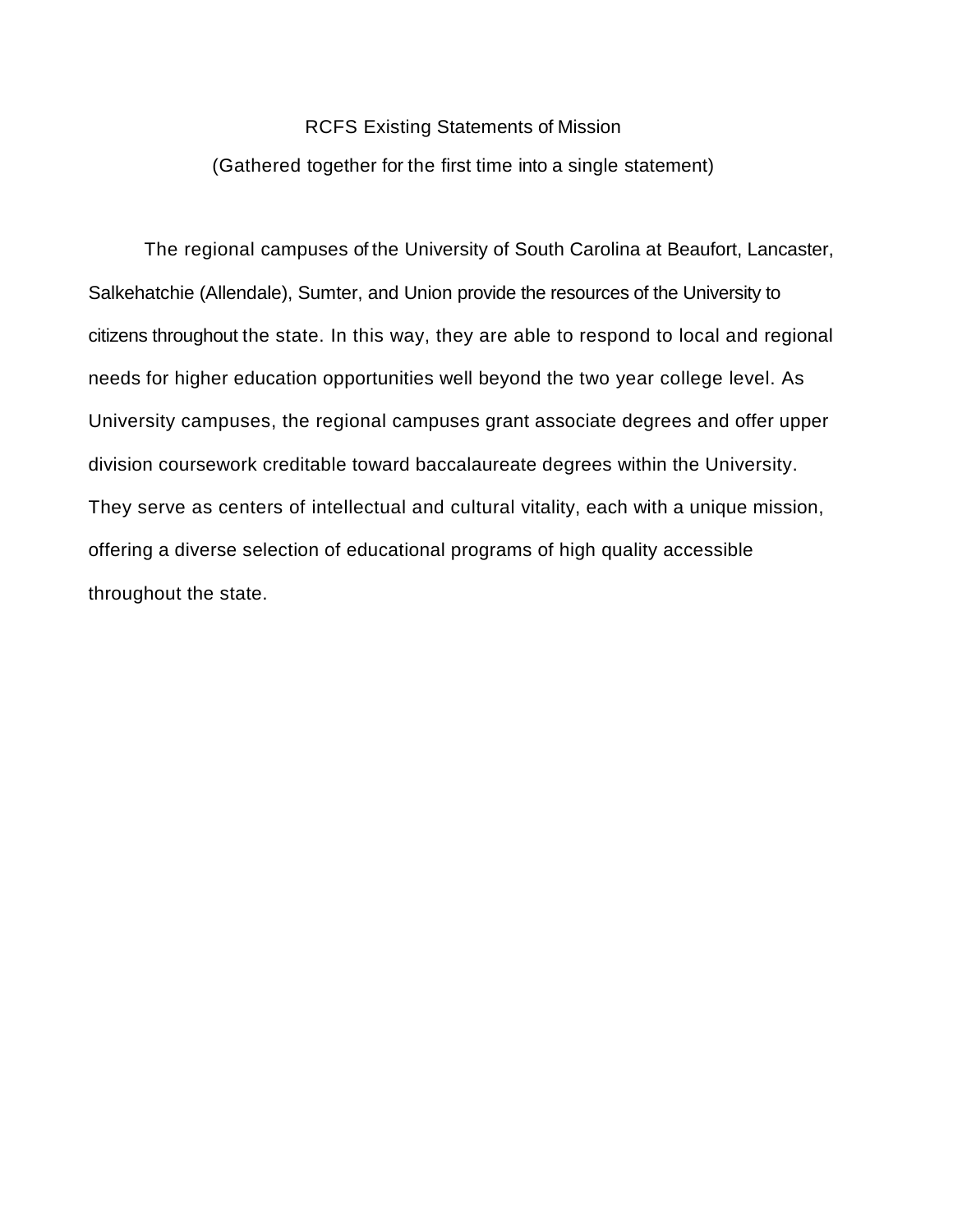# RCFS Existing Statements of Mission

(Gathered together for the first time into a single statement)

The regional campuses of the University of South Carolina at Beaufort, Lancaster, Salkehatchie (Allendale), Sumter, and Union provide the resources of the University to citizens throughout the state. In this way, they are able to respond to local and regional needs for higher education opportunities well beyond the two year college level. As University campuses, the regional campuses grant associate degrees and offer upper division coursework creditable toward baccalaureate degrees within the University. They serve as centers of intellectual and cultural vitality, each with a unique mission, offering a diverse selection of educational programs of high quality accessible throughout the state.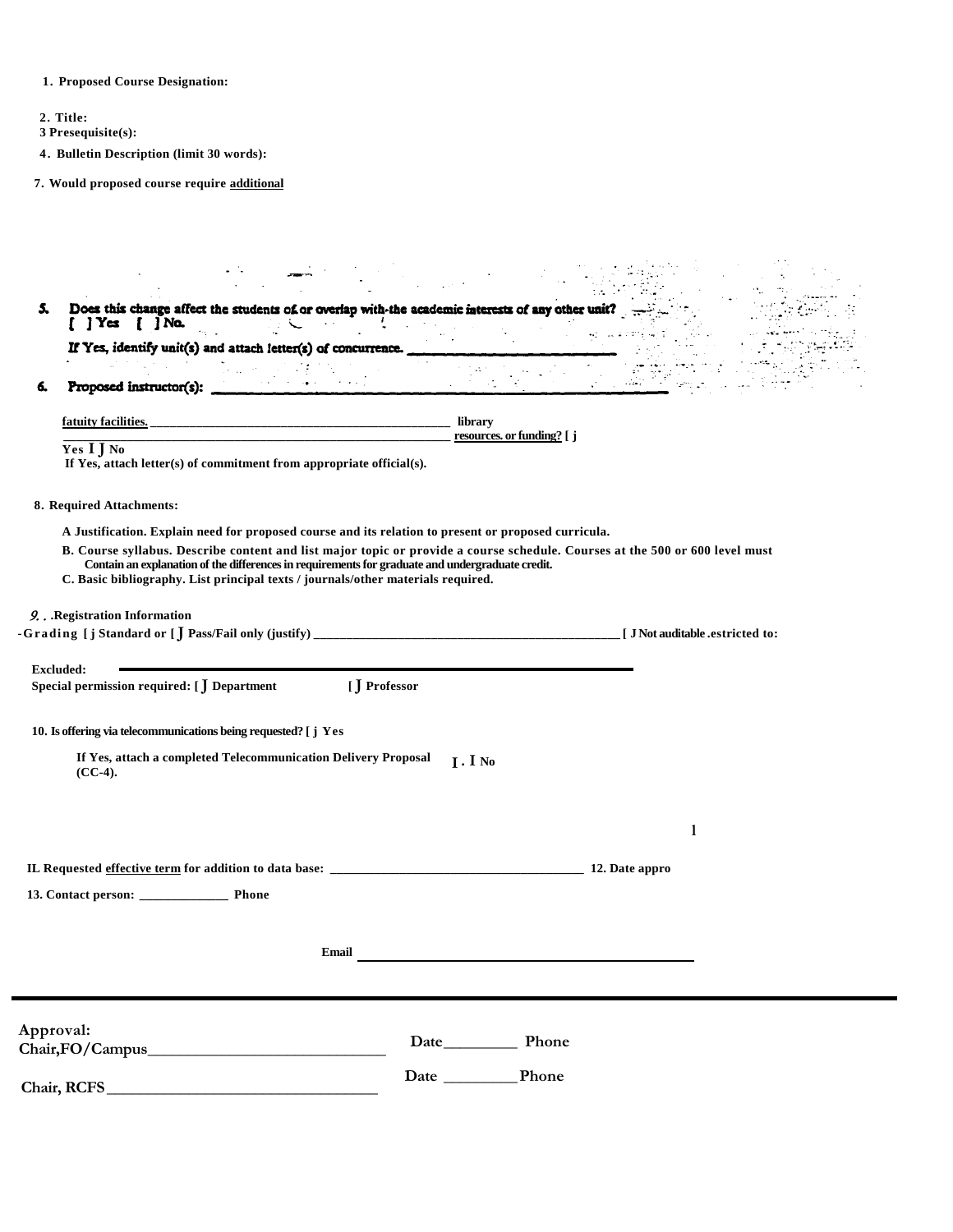1. **Proposed Course Designation:**

2. **Title:**
3 **Presequisite(s):**

4. **Bulletin Description (limit 30 words):**

7. **Would proposed course require <u>additional</u>**

5. **Does this change affect the students of or overlap with the academic interests of any other unit?**
[ ] Yes [ ] No.

*If Yes, identify unit(s) and attach letter(s) of concurrence.* ____________________

6. **Proposed instructor(s):** ____________________

**<u>fatuity facilities.</u>** ____________________ **library** ____________________ **<u>resources. or funding?</u> [ j Yes I J No**

**If Yes, attach letter(s) of commitment from appropriate official(s).**

8. **Required Attachments:**

**A Justification. Explain need for proposed course and its relation to present or proposed curricula.**

**B. Course syllabus. Describe content and list major topic or provide a course schedule. Courses at the 500 or 600 level must Contain an explanation of the differences in requirements for graduate and undergraduate credit.**

**C. Basic bibliography. List principal texts / journals/other materials required.**

9. **.Registration Information**

**-Grading [ j Standard or [ J Pass/Fail only (justify)** ____________________ **[ J Not auditable .estricted to:**

**Excluded:** ____________________

**Special permission required: [ J Department [ J Professor**

10. **Is offering via telecommunications being requested? [ j Yes**

**If Yes, attach a completed Telecommunication Delivery Proposal (CC-4).** **I . I No**

1

**IL Requested <u>effective term</u> for addition to data base:** ____________________ **12. Date appro**

**13. Contact person:** ______________ **Phone**

**Email** ____________________

---

**Approval:**

**Chair,FO/Campus**______________________________ **Date**_________ **Phone**

**Chair, RCFS**__________________________________ **Date** _________ **Phone**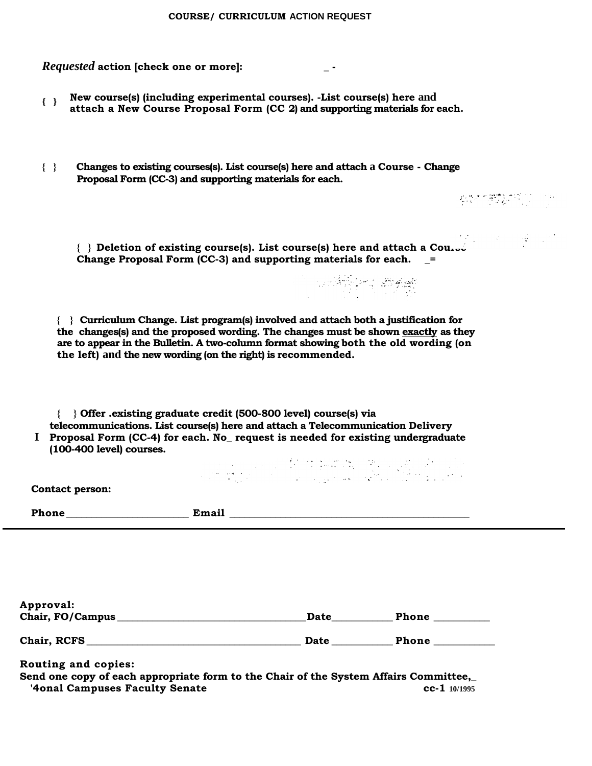## COURSE/ CURRICULUM ACTION REQUEST

*Requested* **action [check one or more]:** _ -

**{ } New course(s) (including experimental courses). -List course(s) here and attach a New Course Proposal Form (CC 2) and supporting materials for each.**

**{ } Changes to existing courses(s). List course(s) here and attach a Course - Change Proposal Form (CC-3) and supporting materials for each.**

**{ } Deletion of existing course(s). List course(s) here and attach a Cou.... Change Proposal Form (CC-3) and supporting materials for each.** _=

**{ } Curriculum Change. List program(s) involved and attach both a justification for the changes(s) and the proposed wording. The changes must be shown exactly as they are to appear in the Bulletin. A two-column format showing both the old wording (on the left) and the new wording (on the right) is recommended.**

**{ } Offer .existing graduate credit (500-800 level) course(s) via telecommunications. List course(s) here and attach a Telecommunication Delivery Proposal Form (CC-4) for each. No_ request is needed for existing undergraduate (100-400 level) courses.**

**Contact person:**

**Phone** ________________________ **Email** ________________________________________________

---

**Approval:**
**Chair, FO/Campus** ____________________________________ **Date** ___________ **Phone** __________

**Chair, RCFS** __________________________________________ **Date** ___________ **Phone** ___________

**Routing and copies:**
**Send one copy of each appropriate form to the Chair of the System Affairs Committee,_ '4onal Campuses Faculty Senate**

**cc-1** 10/1995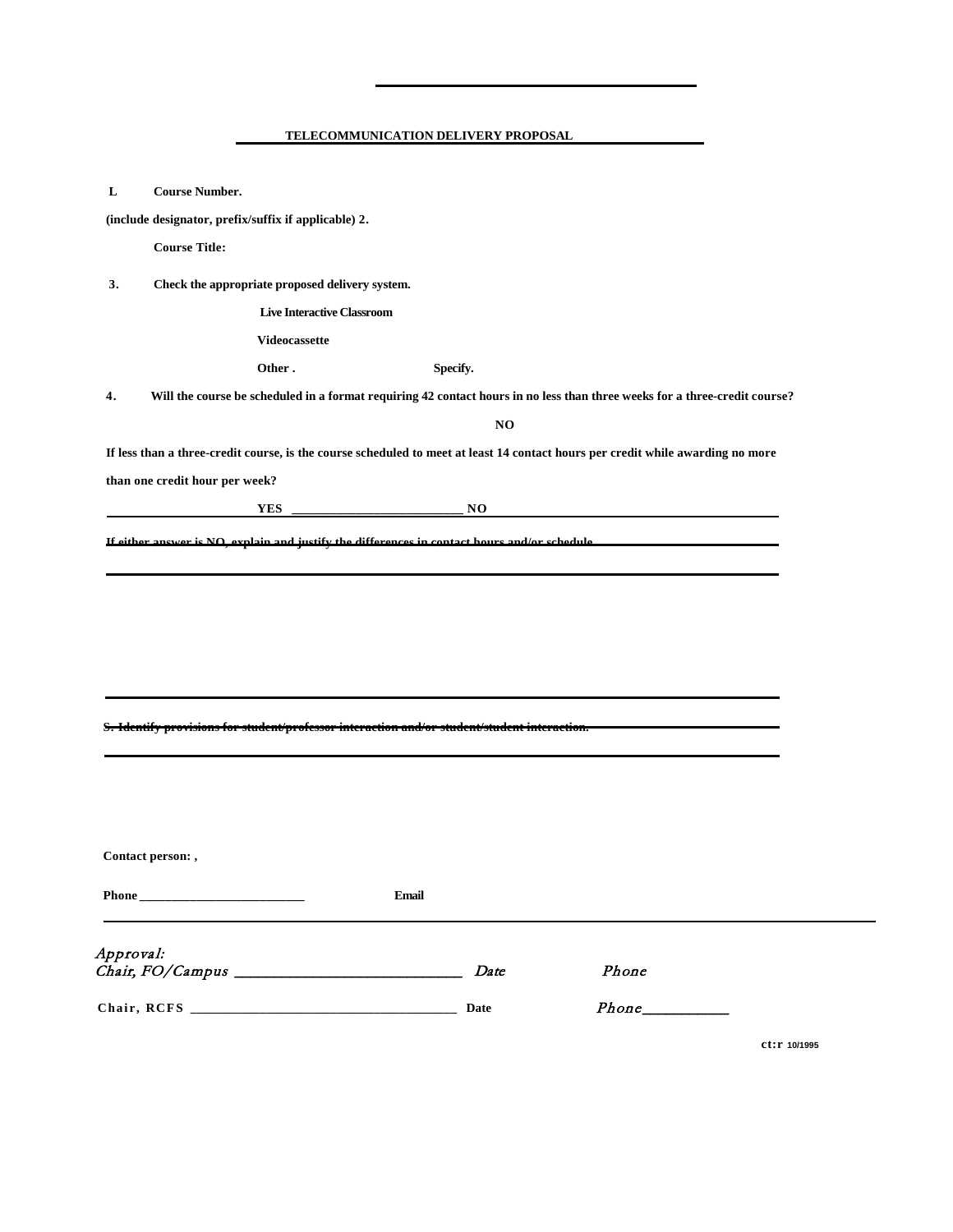## TELECOMMUNICATION DELIVERY PROPOSAL

**L Course Number.**

**(include designator, prefix/suffix if applicable) 2.**

**Course Title:**

**3. Check the appropriate proposed delivery system.**

**Live Interactive Classroom**

**Videocassette**

**Other . Specify.**

**4. Will the course be scheduled in a format requiring 42 contact hours in no less than three weeks for a three-credit course?**

**NO**

**If less than a three-credit course, is the course scheduled to meet at least 14 contact hours per credit while awarding no more than one credit hour per week?**

**YES __________________________ NO**

**If either answer is NO, explain and justify the differences in contact hours and/or schedule.**

**S. Identify provisions for student/professor interaction and/or student/student interaction.**

**Contact person: ,**

**Phone __________________________ Email**

*Approval:*

*Chair, FO/Campus* ____________________________ *Date* *Phone*

**Chair, RCFS** ________________________________________ **Date** *Phone*___________

ct:r 10/1995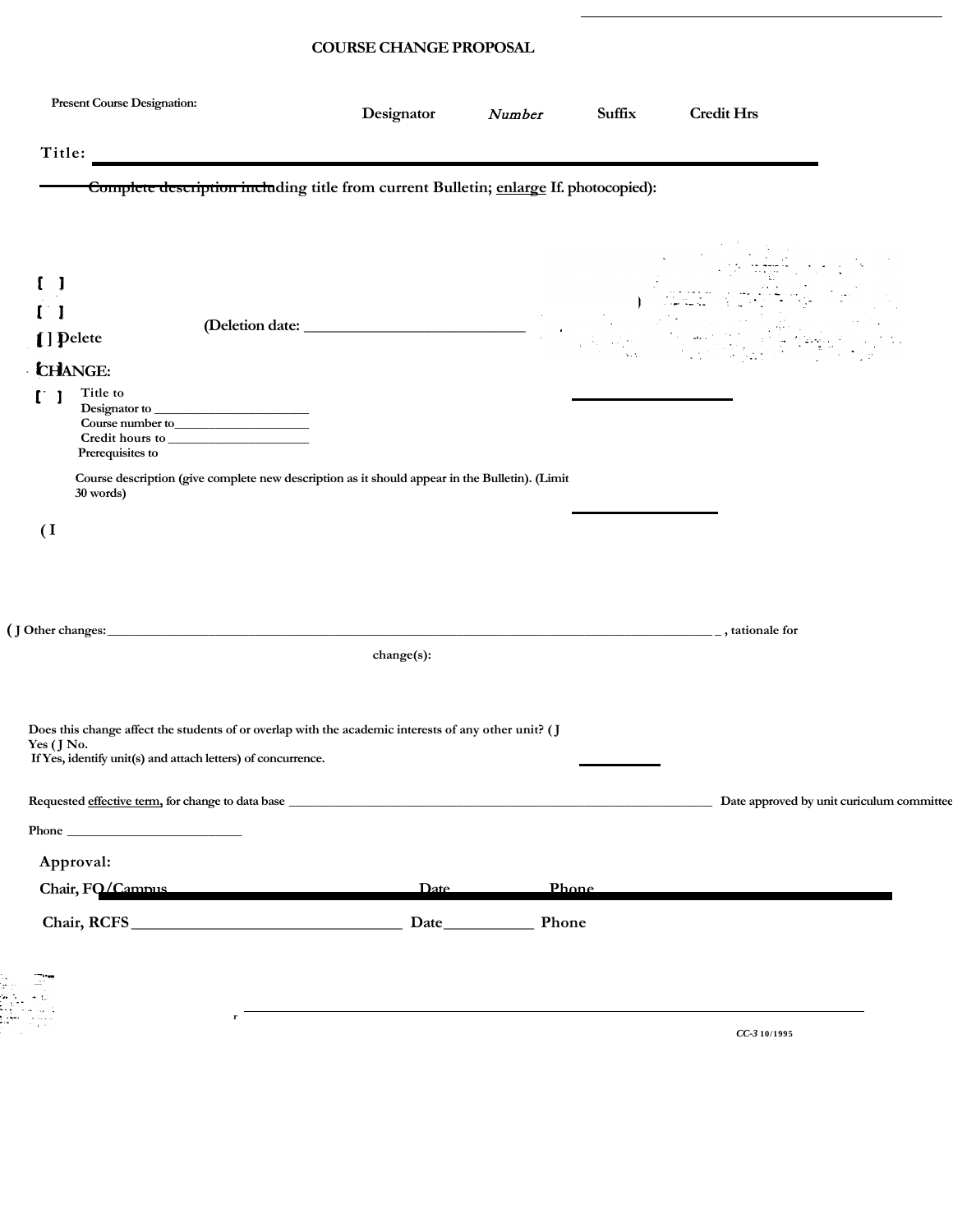# COURSE CHANGE PROPOSAL

Present Course Designation:

Designator *Number* Suffix Credit Hrs

Title: ______________________________________________

Complete description including title from current Bulletin; enlarge If. photocopied):

[ ]

[ ]

[ ] Delete (Deletion date: ____________________________

CHANGE:

[ ] Title to
Designator to ____________________
Course number to__________________
Credit hours to ___________________
Prerequisites to

Course description (give complete new description as it should appear in the Bulletin). (Limit 30 words)

( I

( J Other changes:_______________________________________________________________ _ , tationale for change(s):

Does this change affect the students of or overlap with the academic interests of any other unit? ( J Yes ( J No.
If Yes, identify unit(s) and attach letters) of concurrence.

Requested effective term, for change to data base ____________________________________________ Date approved by unit curiculum committee

Phone ____________________

**Approval:**

Chair, FO/Campus ______________________ Date __________ Phone

Chair, RCFS ______________________ Date__________ Phone

*CC-3* 10/1995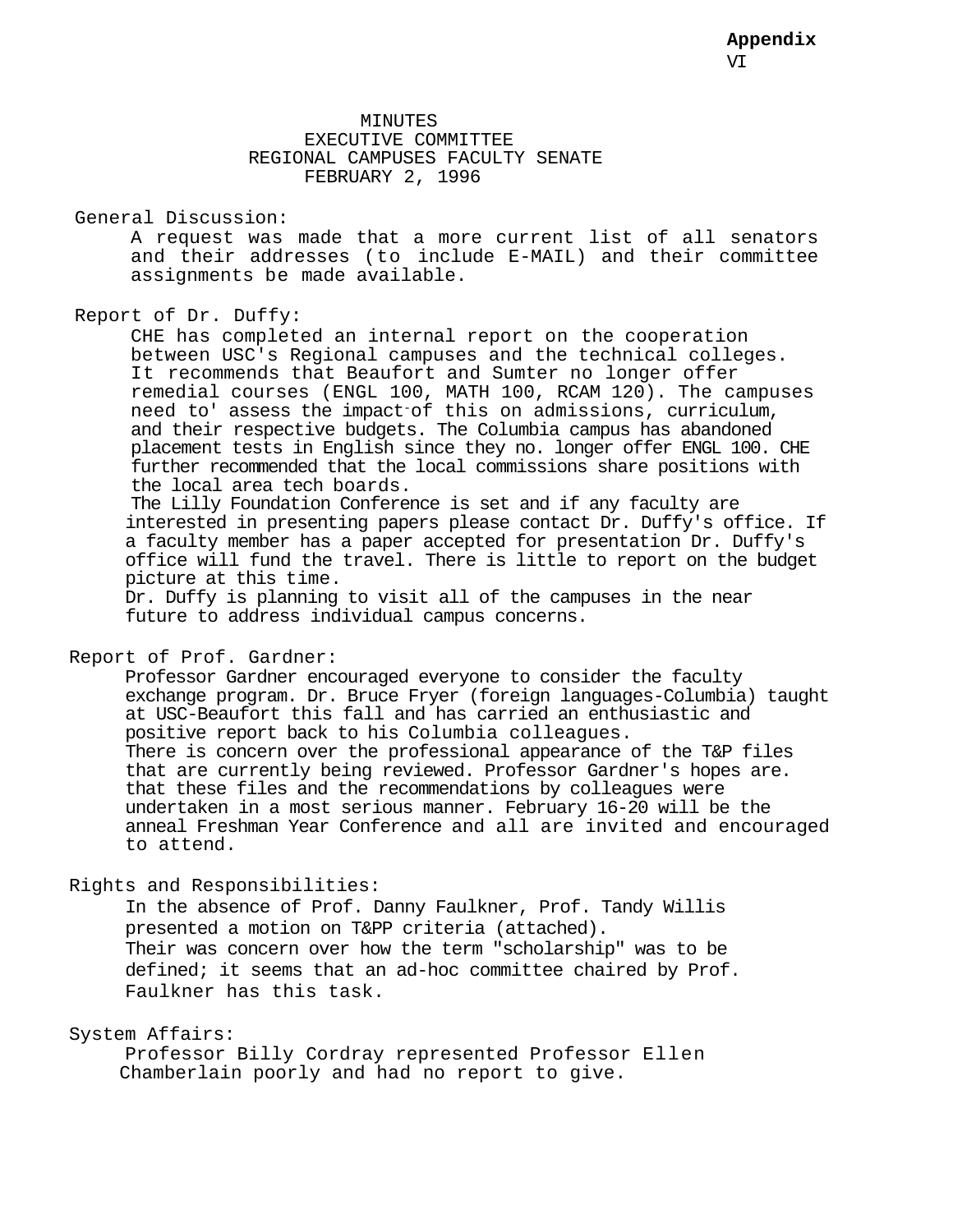**Appendix** VI

# MINUTES
## EXECUTIVE COMMITTEE
## REGIONAL CAMPUSES FACULTY SENATE
## FEBRUARY 2, 1996

General Discussion:

A request was made that a more current list of all senators and their addresses (to include E-MAIL) and their committee assignments be made available.

Report of Dr. Duffy:

CHE has completed an internal report on the cooperation between USC's Regional campuses and the technical colleges. It recommends that Beaufort and Sumter no longer offer remedial courses (ENGL 100, MATH 100, RCAM 120). The campuses need to' assess the impact of this on admissions, curriculum, and their respective budgets. The Columbia campus has abandoned placement tests in English since they no. longer offer ENGL 100. CHE further recommended that the local commissions share positions with the local area tech boards.

The Lilly Foundation Conference is set and if any faculty are interested in presenting papers please contact Dr. Duffy's office. If a faculty member has a paper accepted for presentation Dr. Duffy's office will fund the travel. There is little to report on the budget picture at this time.

Dr. Duffy is planning to visit all of the campuses in the near future to address individual campus concerns.

Report of Prof. Gardner:

Professor Gardner encouraged everyone to consider the faculty exchange program. Dr. Bruce Fryer (foreign languages-Columbia) taught at USC-Beaufort this fall and has carried an enthusiastic and positive report back to his Columbia colleagues.

There is concern over the professional appearance of the T&P files that are currently being reviewed. Professor Gardner's hopes are. that these files and the recommendations by colleagues were undertaken in a most serious manner. February 16-20 will be the anneal Freshman Year Conference and all are invited and encouraged to attend.

Rights and Responsibilities:

In the absence of Prof. Danny Faulkner, Prof. Tandy Willis presented a motion on T&PP criteria (attached).

Their was concern over how the term "scholarship" was to be defined; it seems that an ad-hoc committee chaired by Prof. Faulkner has this task.

System Affairs:

Professor Billy Cordray represented Professor Ellen Chamberlain poorly and had no report to give.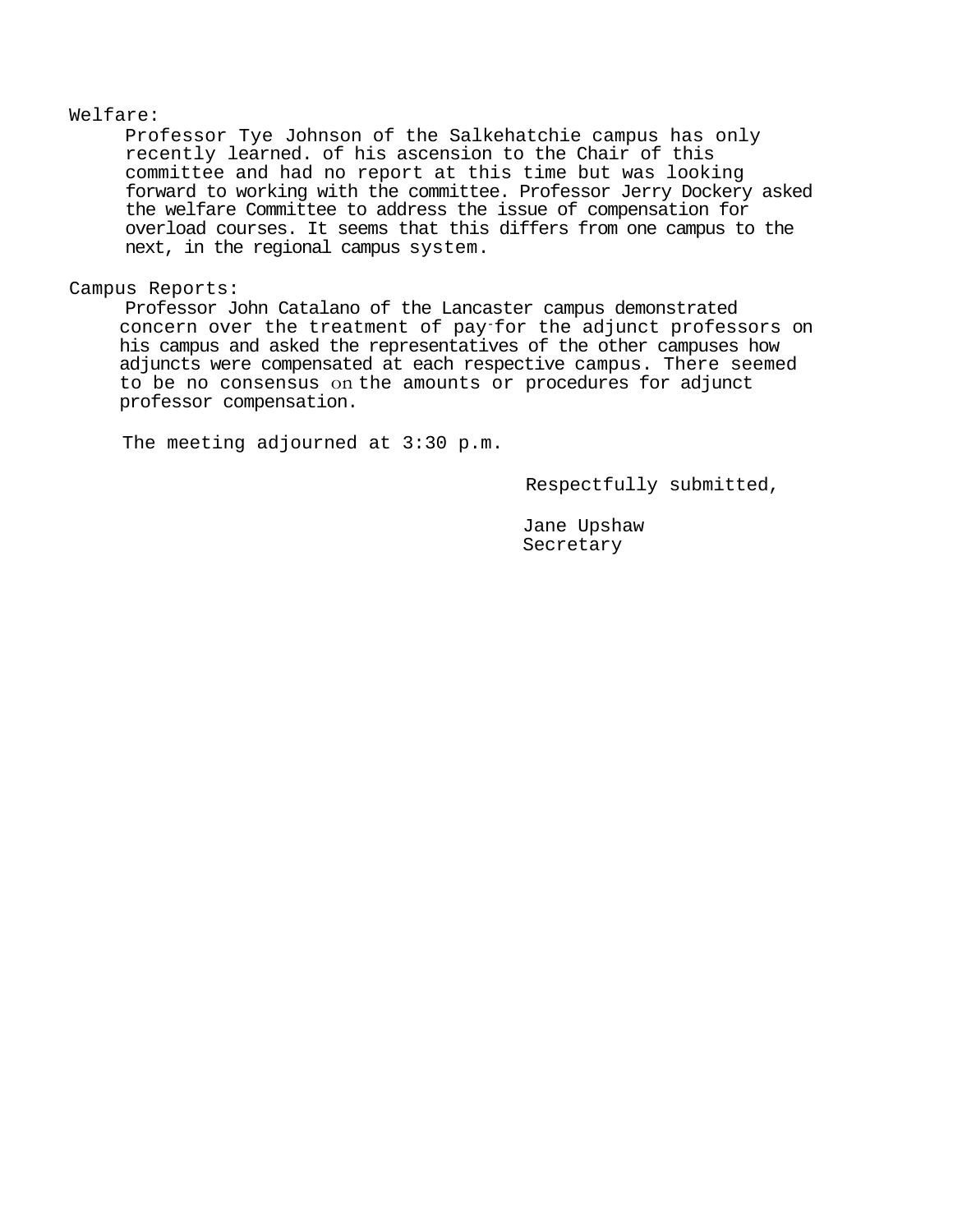Welfare:

Professor Tye Johnson of the Salkehatchie campus has only recently learned. of his ascension to the Chair of this committee and had no report at this time but was looking forward to working with the committee. Professor Jerry Dockery asked the welfare Committee to address the issue of compensation for overload courses. It seems that this differs from one campus to the next, in the regional campus system.

Campus Reports:

Professor John Catalano of the Lancaster campus demonstrated concern over the treatment of pay for the adjunct professors on his campus and asked the representatives of the other campuses how adjuncts were compensated at each respective campus. There seemed to be no consensus on the amounts or procedures for adjunct professor compensation.

The meeting adjourned at 3:30 p.m.

Respectfully submitted,

Jane Upshaw
Secretary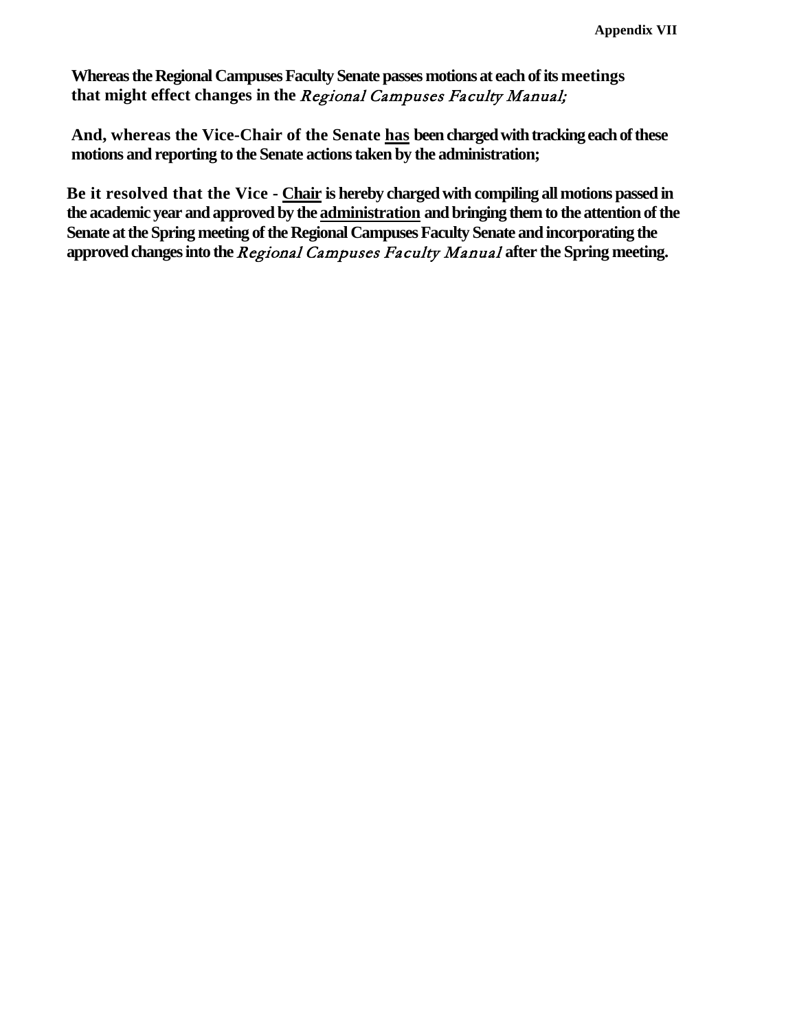**Appendix VII**

**Whereas the Regional Campuses Faculty Senate passes motions at each of its meetings that might effect changes in the *Regional Campuses Faculty Manual;***

**And, whereas the Vice-Chair of the Senate <u>has</u> been charged with tracking each of these motions and reporting to the Senate actions taken by the administration;**

**Be it resolved that the Vice - <u>Chair</u> is hereby charged with compiling all motions passed in the academic year and approved by the <u>administration</u> and bringing them to the attention of the Senate at the Spring meeting of the Regional Campuses Faculty Senate and incorporating the approved changes into the *Regional Campuses Faculty Manual* after the Spring meeting.**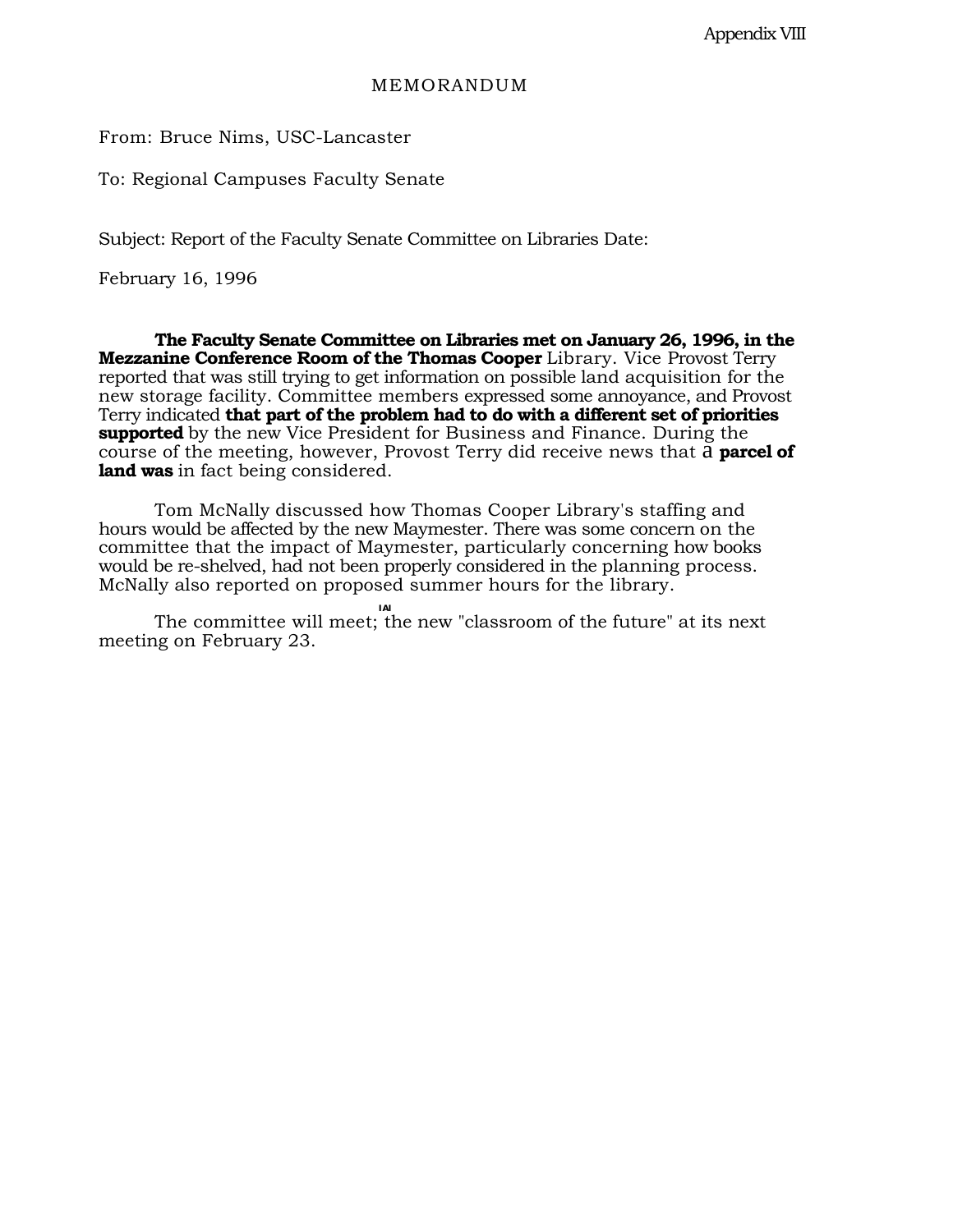Appendix VIII

MEMORANDUM

From: Bruce Nims, USC-Lancaster

To: Regional Campuses Faculty Senate

Subject: Report of the Faculty Senate Committee on Libraries Date:

February 16, 1996

**The Faculty Senate Committee on Libraries met on January 26, 1996, in the Mezzanine Conference Room of the Thomas Cooper** Library. Vice Provost Terry reported that was still trying to get information on possible land acquisition for the new storage facility. Committee members expressed some annoyance, and Provost Terry indicated **that part of the problem had to do with a different set of priorities supported** by the new Vice President for Business and Finance. During the course of the meeting, however, Provost Terry did receive news that a **parcel of land was** in fact being considered.

Tom McNally discussed how Thomas Cooper Library's staffing and hours would be affected by the new Maymester. There was some concern on the committee that the impact of Maymester, particularly concerning how books would be re-shelved, had not been properly considered in the planning process. McNally also reported on proposed summer hours for the library.

The committee will meet; [AI] the new "classroom of the future" at its next meeting on February 23.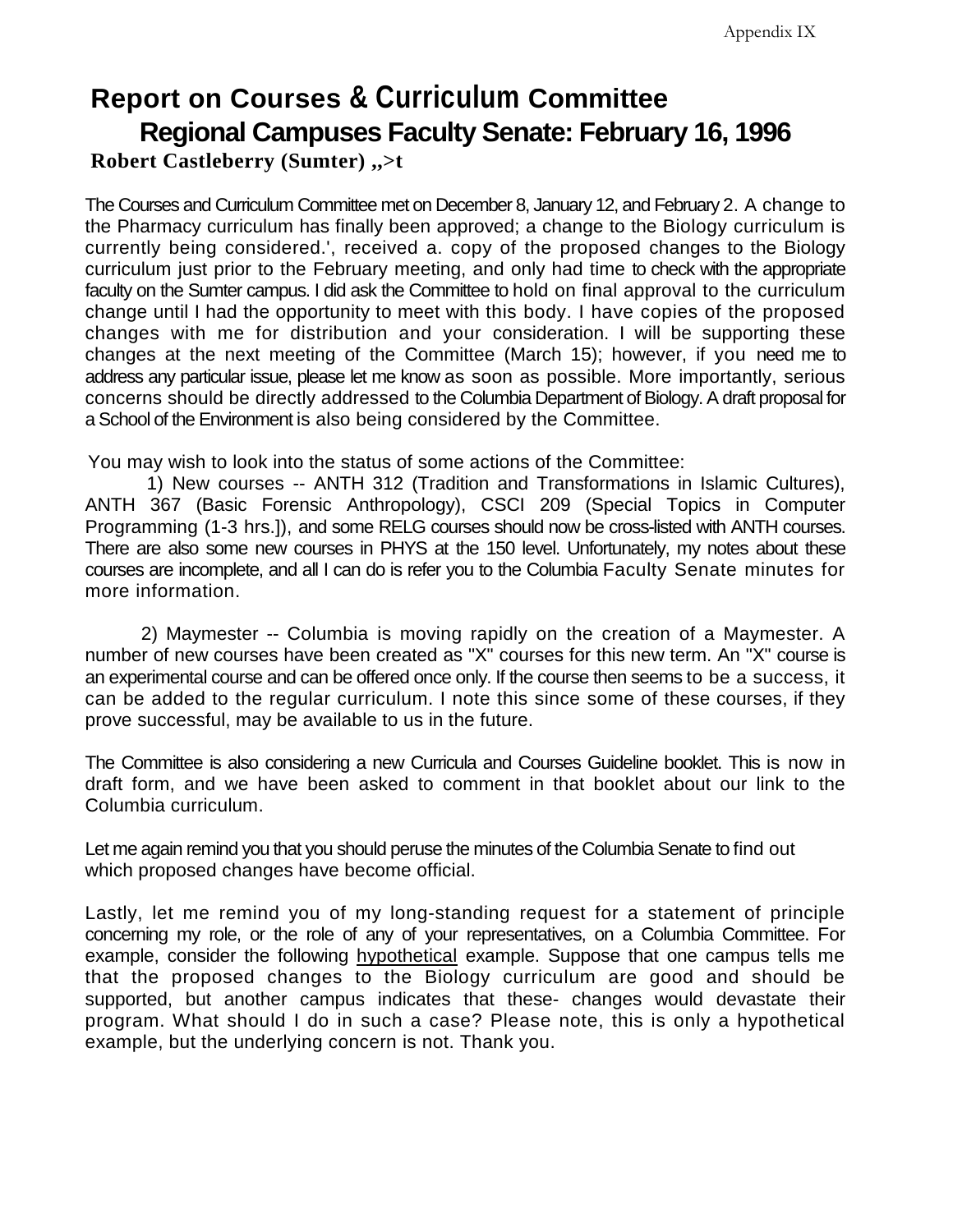Appendix IX

# Report on Courses & Curriculum Committee
## Regional Campuses Faculty Senate: February 16, 1996

**Robert Castleberry (Sumter) ,,>t**

The Courses and Curriculum Committee met on December 8, January 12, and February 2. A change to the Pharmacy curriculum has finally been approved; a change to the Biology curriculum is currently being considered.', received a. copy of the proposed changes to the Biology curriculum just prior to the February meeting, and only had time to check with the appropriate faculty on the Sumter campus. I did ask the Committee to hold on final approval to the curriculum change until I had the opportunity to meet with this body. I have copies of the proposed changes with me for distribution and your consideration. I will be supporting these changes at the next meeting of the Committee (March 15); however, if you need me to address any particular issue, please let me know as soon as possible. More importantly, serious concerns should be directly addressed to the Columbia Department of Biology. A draft proposal for a School of the Environment is also being considered by the Committee.

You may wish to look into the status of some actions of the Committee:

1) New courses -- ANTH 312 (Tradition and Transformations in Islamic Cultures), ANTH 367 (Basic Forensic Anthropology), CSCI 209 (Special Topics in Computer Programming (1-3 hrs.]), and some RELG courses should now be cross-listed with ANTH courses. There are also some new courses in PHYS at the 150 level. Unfortunately, my notes about these courses are incomplete, and all I can do is refer you to the Columbia Faculty Senate minutes for more information.

2) Maymester -- Columbia is moving rapidly on the creation of a Maymester. A number of new courses have been created as "X" courses for this new term. An "X" course is an experimental course and can be offered once only. If the course then seems to be a success, it can be added to the regular curriculum. I note this since some of these courses, if they prove successful, may be available to us in the future.

The Committee is also considering a new Curricula and Courses Guideline booklet. This is now in draft form, and we have been asked to comment in that booklet about our link to the Columbia curriculum.

Let me again remind you that you should peruse the minutes of the Columbia Senate to find out which proposed changes have become official.

Lastly, let me remind you of my long-standing request for a statement of principle concerning my role, or the role of any of your representatives, on a Columbia Committee. For example, consider the following hypothetical example. Suppose that one campus tells me that the proposed changes to the Biology curriculum are good and should be supported, but another campus indicates that these- changes would devastate their program. What should I do in such a case? Please note, this is only a hypothetical example, but the underlying concern is not. Thank you.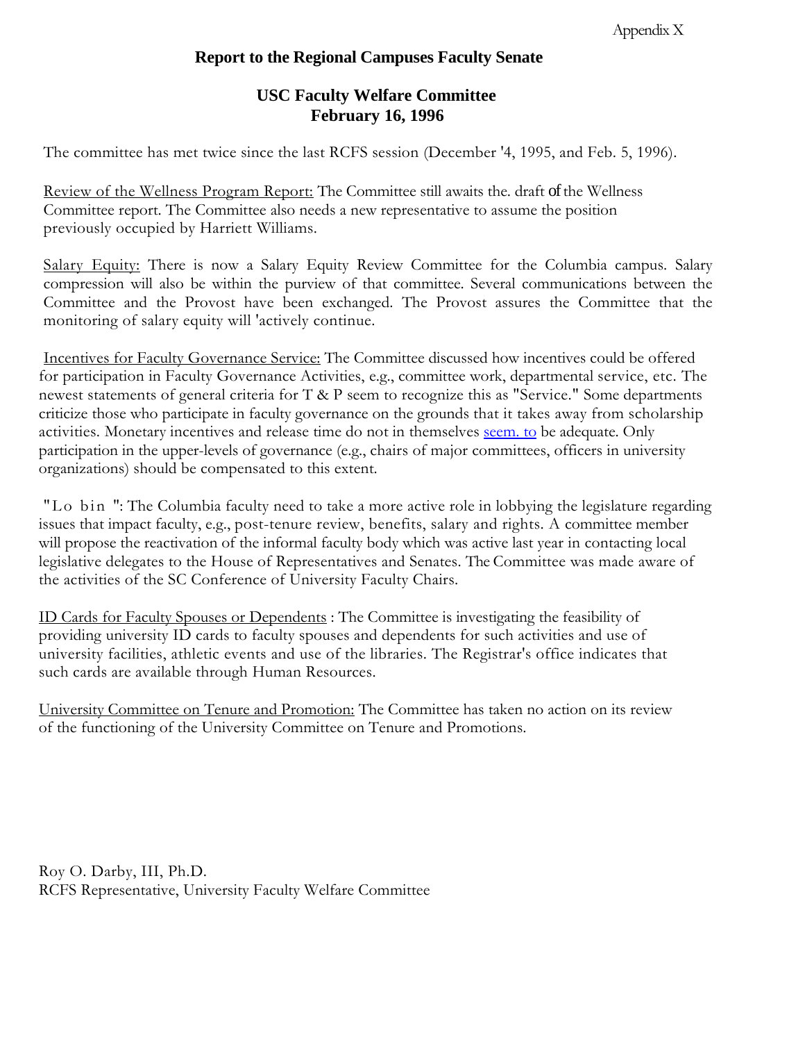Appendix X

**Report to the Regional Campuses Faculty Senate**

**USC Faculty Welfare Committee**
**February 16, 1996**

The committee has met twice since the last RCFS session (December '4, 1995, and Feb. 5, 1996).

Review of the Wellness Program Report: The Committee still awaits the. draft of the Wellness Committee report. The Committee also needs a new representative to assume the position previously occupied by Harriett Williams.

Salary Equity: There is now a Salary Equity Review Committee for the Columbia campus. Salary compression will also be within the purview of that committee. Several communications between the Committee and the Provost have been exchanged. The Provost assures the Committee that the monitoring of salary equity will 'actively continue.

Incentives for Faculty Governance Service: The Committee discussed how incentives could be offered for participation in Faculty Governance Activities, e.g., committee work, departmental service, etc. The newest statements of general criteria for T & P seem to recognize this as "Service." Some departments criticize those who participate in faculty governance on the grounds that it takes away from scholarship activities. Monetary incentives and release time do not in themselves seem. to be adequate. Only participation in the upper-levels of governance (e.g., chairs of major committees, officers in university organizations) should be compensated to this extent.

"Lo bin ": The Columbia faculty need to take a more active role in lobbying the legislature regarding issues that impact faculty, e.g., post-tenure review, benefits, salary and rights. A committee member will propose the reactivation of the informal faculty body which was active last year in contacting local legislative delegates to the House of Representatives and Senates. The Committee was made aware of the activities of the SC Conference of University Faculty Chairs.

ID Cards for Faculty Spouses or Dependents : The Committee is investigating the feasibility of providing university ID cards to faculty spouses and dependents for such activities and use of university facilities, athletic events and use of the libraries. The Registrar's office indicates that such cards are available through Human Resources.

University Committee on Tenure and Promotion: The Committee has taken no action on its review of the functioning of the University Committee on Tenure and Promotions.

Roy O. Darby, III, Ph.D.
RCFS Representative, University Faculty Welfare Committee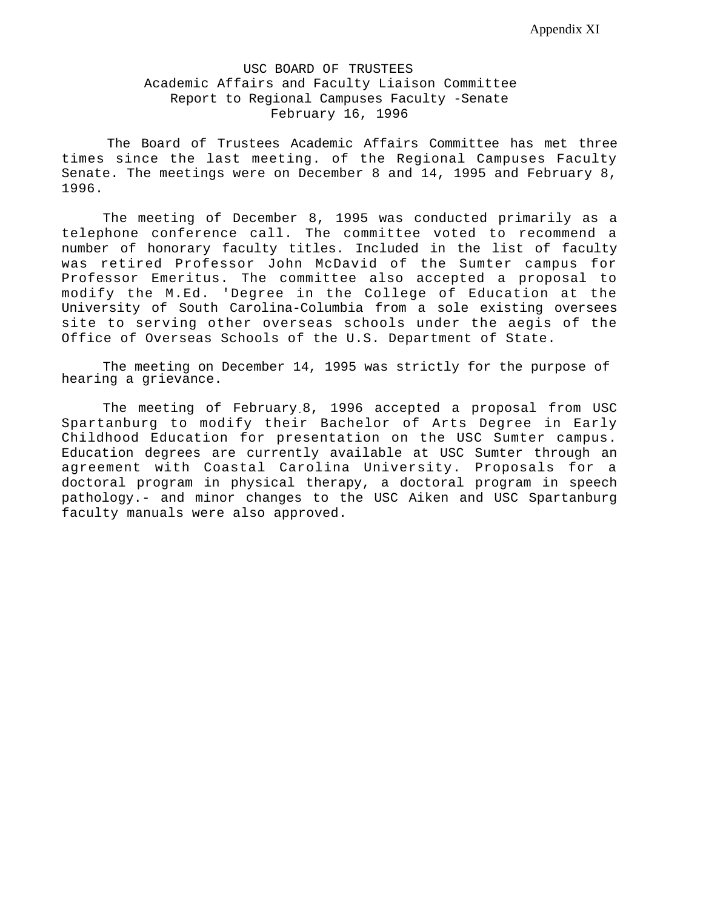Appendix XI

USC BOARD OF TRUSTEES
Academic Affairs and Faculty Liaison Committee
Report to Regional Campuses Faculty -Senate
February 16, 1996

The Board of Trustees Academic Affairs Committee has met three times since the last meeting. of the Regional Campuses Faculty Senate. The meetings were on December 8 and 14, 1995 and February 8, 1996.

The meeting of December 8, 1995 was conducted primarily as a telephone conference call. The committee voted to recommend a number of honorary faculty titles. Included in the list of faculty was retired Professor John McDavid of the Sumter campus for Professor Emeritus. The committee also accepted a proposal to modify the M.Ed. 'Degree in the College of Education at the University of South Carolina-Columbia from a sole existing oversees site to serving other overseas schools under the aegis of the Office of Overseas Schools of the U.S. Department of State.

The meeting on December 14, 1995 was strictly for the purpose of hearing a grievance.

The meeting of February 8, 1996 accepted a proposal from USC Spartanburg to modify their Bachelor of Arts Degree in Early Childhood Education for presentation on the USC Sumter campus. Education degrees are currently available at USC Sumter through an agreement with Coastal Carolina University. Proposals for a doctoral program in physical therapy, a doctoral program in speech pathology.- and minor changes to the USC Aiken and USC Spartanburg faculty manuals were also approved.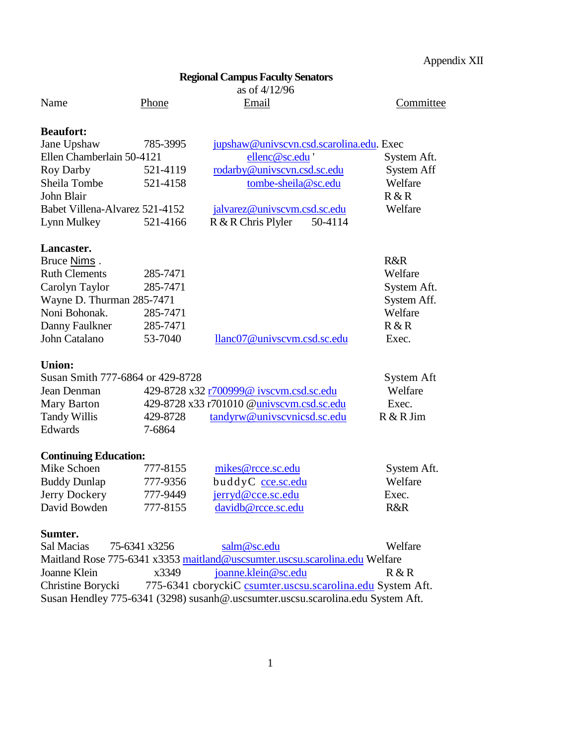Appendix XII

**Regional Campus Faculty Senators**

as of 4/12/96

| Name | Phone | Email | Committee |
|---|---|---|---|
| **Beaufort:** | | | |
| Jane Upshaw | 785-3995 | jupshaw@univscvn.csd.scarolina.edu. | Exec |
| Ellen Chamberlain | 50-4121 | ellenc@sc.edu ' | System Aft. |
| Roy Darby | 521-4119 | rodarby@univscvn.csd.sc.edu | System Aff |
| Sheila Tombe | 521-4158 | tombe-sheila@sc.edu | Welfare |
| John Blair | | | R & R |
| Babet Villena-Alvarez | 521-4152 | jalvarez@univscvm.csd.sc.edu | Welfare |
| Lynn Mulkey | 521-4166 | | R & R |
| Chris Plyler | 50-4114 | | |
| **Lancaster.** | | | |
| Bruce Nims . | | | R&R |
| Ruth Clements | 285-7471 | | Welfare |
| Carolyn Taylor | 285-7471 | | System Aft. |
| Wayne D. Thurman | 285-7471 | | System Aff. |
| Noni Bohonak. | 285-7471 | | Welfare |
| Danny Faulkner | 285-7471 | | R & R |
| John Catalano | 53-7040 | llanc07@univscvm.csd.sc.edu | Exec. |
| **Union:** | | | |
| Susan Smith | 777-6864 or 429-8728 | | System Aft |
| Jean Denman | 429-8728 x32 | r700999@ ivscvm.csd.sc.edu | Welfare |
| Mary Barton | 429-8728 x33 | r701010 @univscvm.csd.sc.edu | Exec. |
| Tandy Willis | 429-8728 | tandyrw@univscvnicsd.sc.edu | R & R |
| Jim Edwards | 7-6864 | | |
| **Continuing Education:** | | | |
| Mike Schoen | 777-8155 | mikes@rcce.sc.edu | System Aft. |
| Buddy Dunlap | 777-9356 | buddyC cce.sc.edu | Welfare |
| Jerry Dockery | 777-9449 | jerryd@cce.sc.edu | Exec. |
| David Bowden | 777-8155 | davidb@rcce.sc.edu | R&R |
| **Sumter.** | | | |
| Sal Macias | 75-6341 x3256 | salm@sc.edu | Welfare |
| Maitland Rose | 775-6341 x3353 | maitland@uscsumter.uscsu.scarolina.edu | Welfare |
| Joanne Klein | x3349 | joanne.klein@sc.edu | R & R |
| Christine Borycki | 775-6341 | cboryckiC csumter.uscsu.scarolina.edu | System Aft. |
| Susan Hendley | 775-6341 (3298) | susanh@.uscsumter.uscsu.scarolina.edu | System Aft. |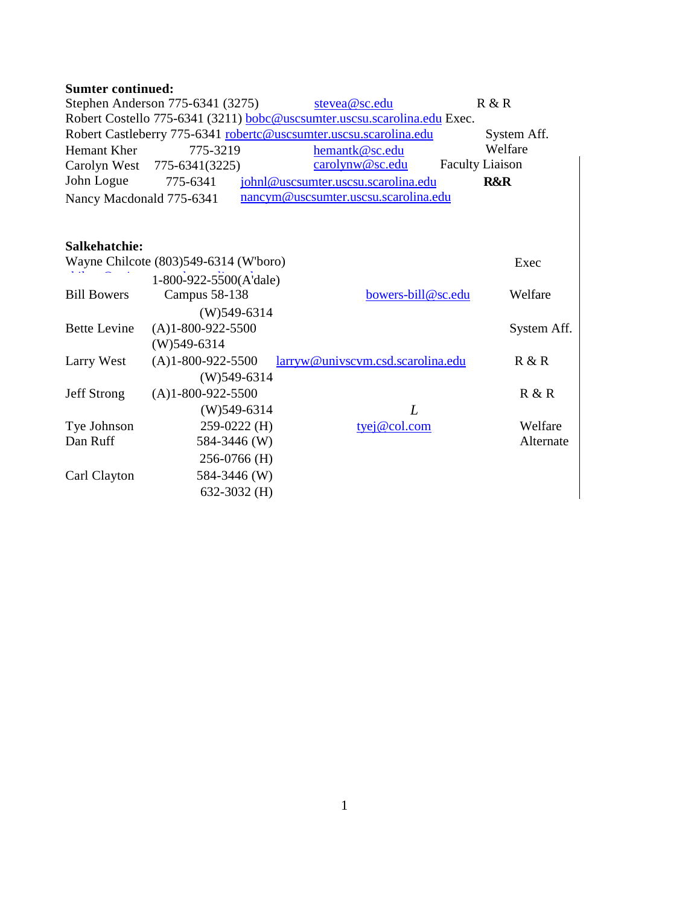**Sumter continued:**

| | | | |
|---|---|---|---|
| Stephen Anderson | 775-6341 (3275) | stevea@sc.edu | R & R |
| Robert Costello | 775-6341 (3211) | bobc@uscsumter.uscsu.scarolina.edu | Exec. |
| Robert Castleberry | 775-6341 | robertc@uscsumter.uscsu.scarolina.edu | System Aff. |
| Hemant Kher | 775-3219 | hemantk@sc.edu | Welfare |
| Carolyn West | 775-6341(3225) | carolynw@sc.edu | Faculty Liaison |
| John Logue | 775-6341 | johnl@uscsumter.uscsu.scarolina.edu | **R&R** |
| Nancy Macdonald | 775-6341 | nancym@uscsumter.uscsu.scarolina.edu | |

**Salkehatchie:**

| | | | |
|---|---|---|---|
| Wayne Chilcote | (803)549-6314 (W'boro)<br>1-800-922-5500(A'dale) | | Exec |
| Bill Bowers | Campus 58-138<br>(W)549-6314 | bowers-bill@sc.edu | Welfare |
| Bette Levine | (A)1-800-922-5500<br>(W)549-6314 | | System Aff. |
| Larry West | (A)1-800-922-5500<br>(W)549-6314 | larryw@univscvm.csd.scarolina.edu | R & R |
| Jeff Strong | (A)1-800-922-5500<br>(W)549-6314 | *L* | R & R |
| Tye Johnson | 259-0222 (H) | tyej@col.com | Welfare |
| Dan Ruff | 584-3446 (W)<br>256-0766 (H) | | Alternate |
| Carl Clayton | 584-3446 (W)<br>632-3032 (H) | | |